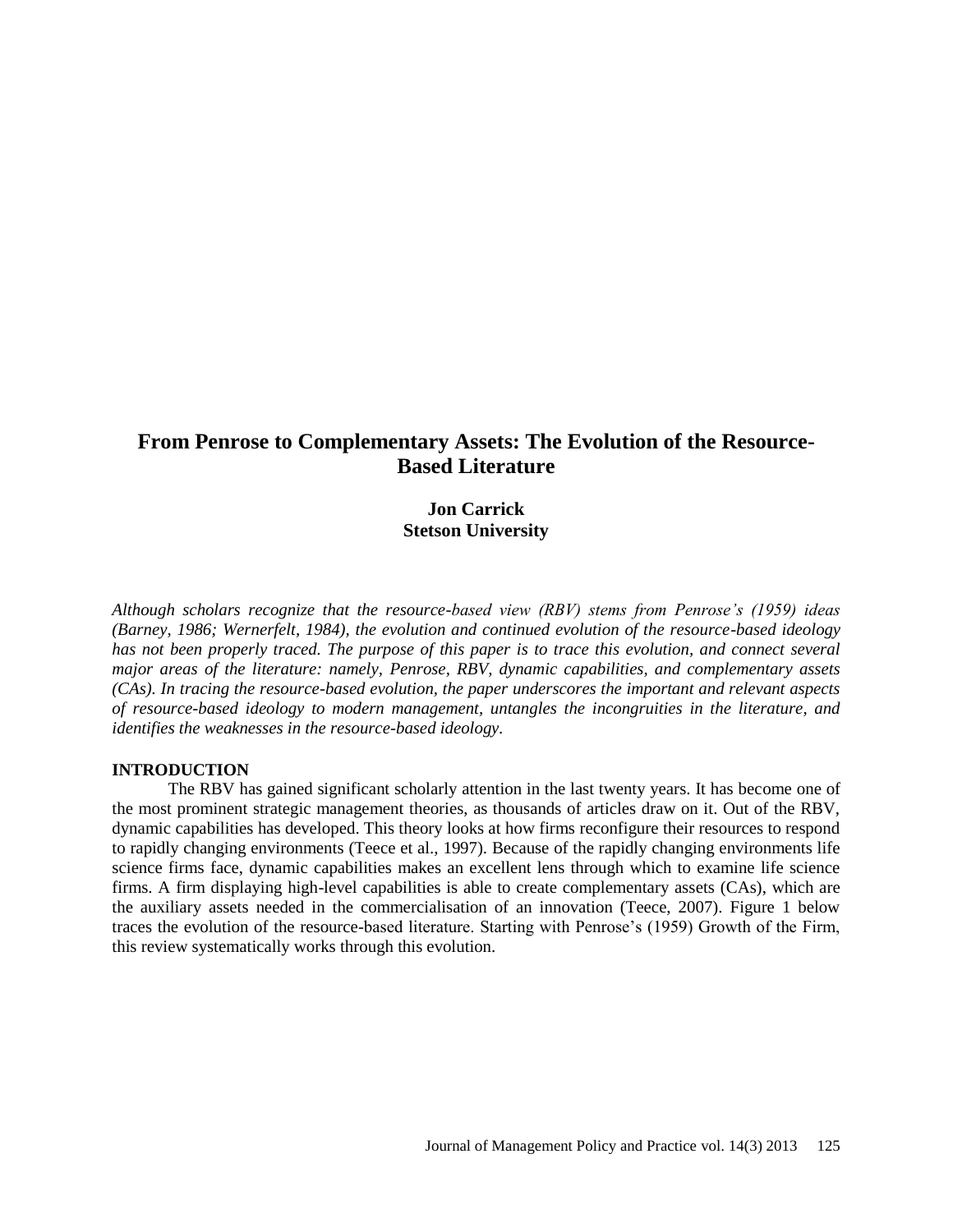# From Penrose to Complementary Assets: The Evolution of the Resource-Based Literature

**Jon Carrick**
**Stetson University**

*Although scholars recognize that the resource-based view (RBV) stems from Penrose's (1959) ideas (Barney, 1986; Wernerfelt, 1984), the evolution and continued evolution of the resource-based ideology has not been properly traced. The purpose of this paper is to trace this evolution, and connect several major areas of the literature: namely, Penrose, RBV, dynamic capabilities, and complementary assets (CAs). In tracing the resource-based evolution, the paper underscores the important and relevant aspects of resource-based ideology to modern management, untangles the incongruities in the literature, and identifies the weaknesses in the resource-based ideology.*

## INTRODUCTION

The RBV has gained significant scholarly attention in the last twenty years. It has become one of the most prominent strategic management theories, as thousands of articles draw on it. Out of the RBV, dynamic capabilities has developed. This theory looks at how firms reconfigure their resources to respond to rapidly changing environments (Teece et al., 1997). Because of the rapidly changing environments life science firms face, dynamic capabilities makes an excellent lens through which to examine life science firms. A firm displaying high-level capabilities is able to create complementary assets (CAs), which are the auxiliary assets needed in the commercialisation of an innovation (Teece, 2007). Figure 1 below traces the evolution of the resource-based literature. Starting with Penrose's (1959) Growth of the Firm, this review systematically works through this evolution.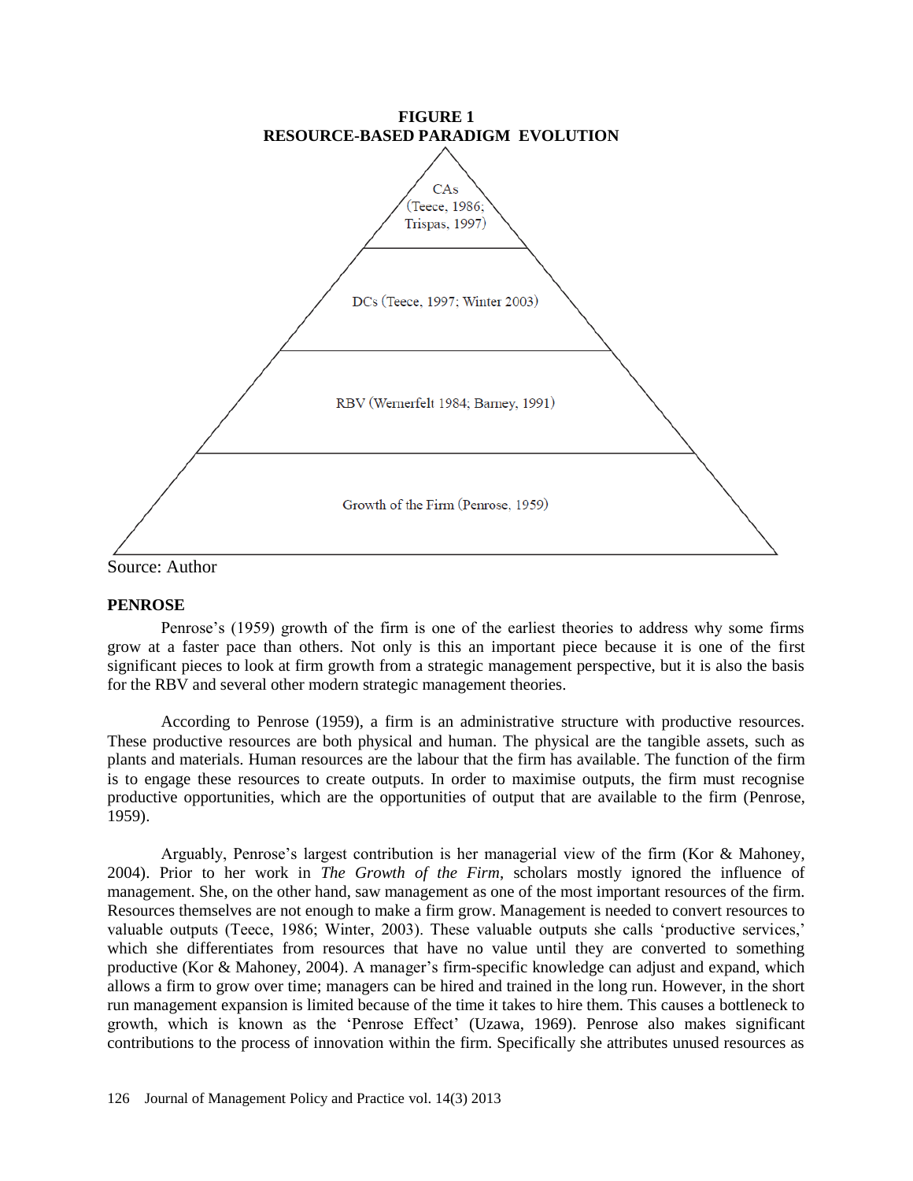**FIGURE 1**
**RESOURCE-BASED PARADIGM EVOLUTION**

CAs (Teece, 1986; Trispas, 1997)

DCs (Teece, 1997; Winter 2003)

RBV (Wernerfelt 1984; Barney, 1991)

Growth of the Firm (Penrose, 1959)

Source: Author

## PENROSE

Penrose's (1959) growth of the firm is one of the earliest theories to address why some firms grow at a faster pace than others. Not only is this an important piece because it is one of the first significant pieces to look at firm growth from a strategic management perspective, but it is also the basis for the RBV and several other modern strategic management theories.

According to Penrose (1959), a firm is an administrative structure with productive resources. These productive resources are both physical and human. The physical are the tangible assets, such as plants and materials. Human resources are the labour that the firm has available. The function of the firm is to engage these resources to create outputs. In order to maximise outputs, the firm must recognise productive opportunities, which are the opportunities of output that are available to the firm (Penrose, 1959).

Arguably, Penrose's largest contribution is her managerial view of the firm (Kor & Mahoney, 2004). Prior to her work in *The Growth of the Firm*, scholars mostly ignored the influence of management. She, on the other hand, saw management as one of the most important resources of the firm. Resources themselves are not enough to make a firm grow. Management is needed to convert resources to valuable outputs (Teece, 1986; Winter, 2003). These valuable outputs she calls 'productive services,' which she differentiates from resources that have no value until they are converted to something productive (Kor & Mahoney, 2004). A manager's firm-specific knowledge can adjust and expand, which allows a firm to grow over time; managers can be hired and trained in the long run. However, in the short run management expansion is limited because of the time it takes to hire them. This causes a bottleneck to growth, which is known as the 'Penrose Effect' (Uzawa, 1969). Penrose also makes significant contributions to the process of innovation within the firm. Specifically she attributes unused resources as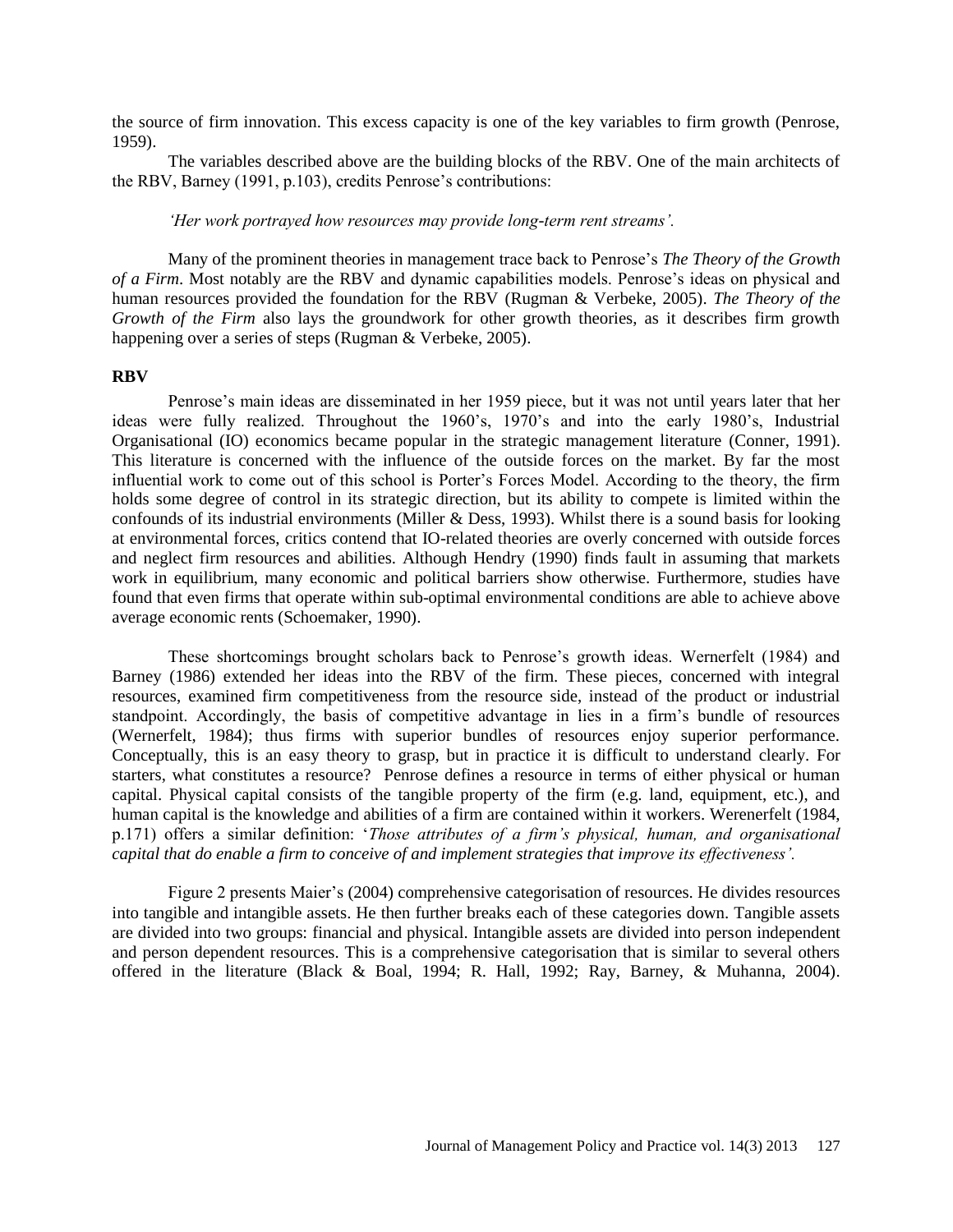the source of firm innovation. This excess capacity is one of the key variables to firm growth (Penrose, 1959).

The variables described above are the building blocks of the RBV. One of the main architects of the RBV, Barney (1991, p.103), credits Penrose's contributions:

*'Her work portrayed how resources may provide long-term rent streams'.*

Many of the prominent theories in management trace back to Penrose's *The Theory of the Growth of a Firm*. Most notably are the RBV and dynamic capabilities models. Penrose's ideas on physical and human resources provided the foundation for the RBV (Rugman & Verbeke, 2005). *The Theory of the Growth of the Firm* also lays the groundwork for other growth theories, as it describes firm growth happening over a series of steps (Rugman & Verbeke, 2005).

**RBV**

Penrose's main ideas are disseminated in her 1959 piece, but it was not until years later that her ideas were fully realized. Throughout the 1960's, 1970's and into the early 1980's, Industrial Organisational (IO) economics became popular in the strategic management literature (Conner, 1991). This literature is concerned with the influence of the outside forces on the market. By far the most influential work to come out of this school is Porter's Forces Model. According to the theory, the firm holds some degree of control in its strategic direction, but its ability to compete is limited within the confounds of its industrial environments (Miller & Dess, 1993). Whilst there is a sound basis for looking at environmental forces, critics contend that IO-related theories are overly concerned with outside forces and neglect firm resources and abilities. Although Hendry (1990) finds fault in assuming that markets work in equilibrium, many economic and political barriers show otherwise. Furthermore, studies have found that even firms that operate within sub-optimal environmental conditions are able to achieve above average economic rents (Schoemaker, 1990).

These shortcomings brought scholars back to Penrose's growth ideas. Wernerfelt (1984) and Barney (1986) extended her ideas into the RBV of the firm. These pieces, concerned with integral resources, examined firm competitiveness from the resource side, instead of the product or industrial standpoint. Accordingly, the basis of competitive advantage in lies in a firm's bundle of resources (Wernerfelt, 1984); thus firms with superior bundles of resources enjoy superior performance. Conceptually, this is an easy theory to grasp, but in practice it is difficult to understand clearly. For starters, what constitutes a resource? Penrose defines a resource in terms of either physical or human capital. Physical capital consists of the tangible property of the firm (e.g. land, equipment, etc.), and human capital is the knowledge and abilities of a firm are contained within it workers. Werenerfelt (1984, p.171) offers a similar definition: '*Those attributes of a firm's physical, human, and organisational capital that do enable a firm to conceive of and implement strategies that improve its effectiveness'.*

Figure 2 presents Maier's (2004) comprehensive categorisation of resources. He divides resources into tangible and intangible assets. He then further breaks each of these categories down. Tangible assets are divided into two groups: financial and physical. Intangible assets are divided into person independent and person dependent resources. This is a comprehensive categorisation that is similar to several others offered in the literature (Black & Boal, 1994; R. Hall, 1992; Ray, Barney, & Muhanna, 2004).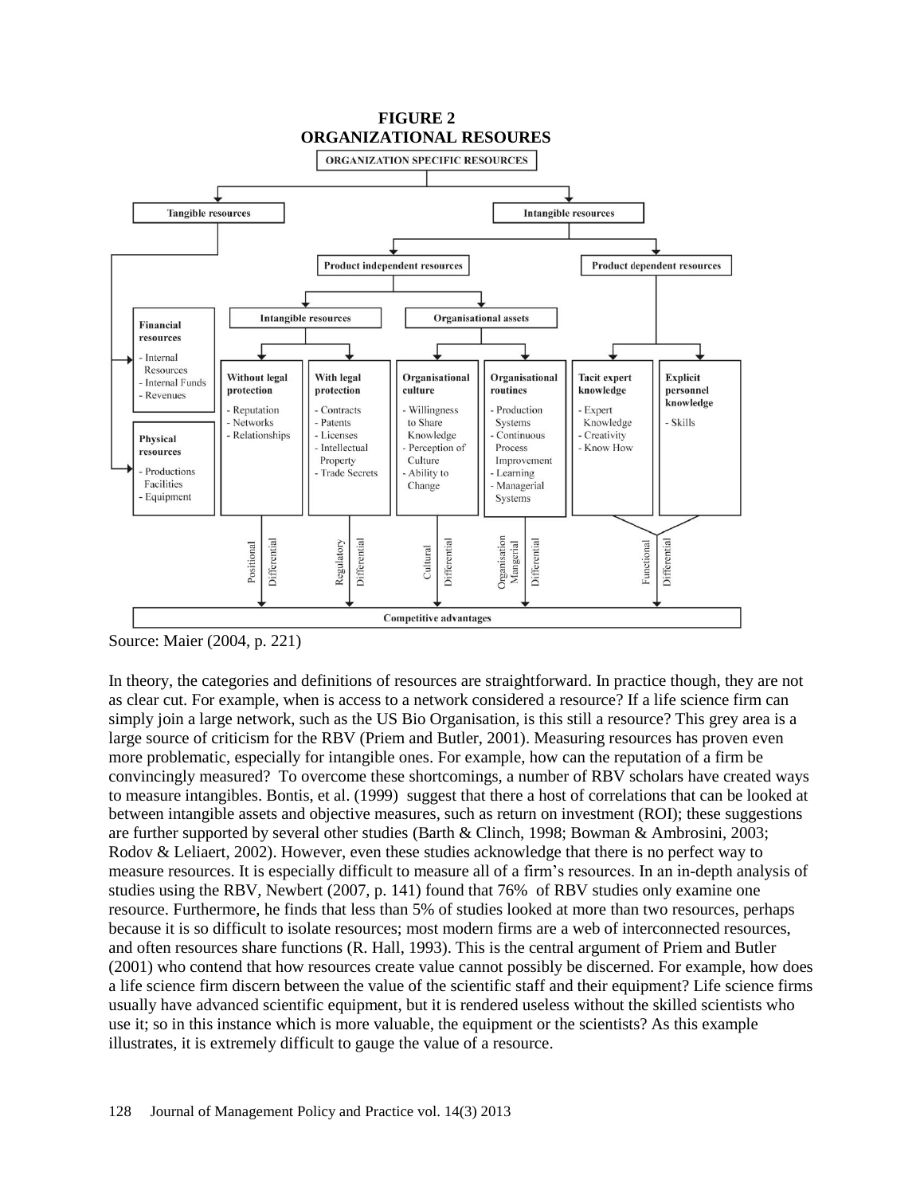**FIGURE 2**
**ORGANIZATIONAL RESOURES**

Source: Maier (2004, p. 221)

In theory, the categories and definitions of resources are straightforward. In practice though, they are not as clear cut. For example, when is access to a network considered a resource? If a life science firm can simply join a large network, such as the US Bio Organisation, is this still a resource? This grey area is a large source of criticism for the RBV (Priem and Butler, 2001). Measuring resources has proven even more problematic, especially for intangible ones. For example, how can the reputation of a firm be convincingly measured? To overcome these shortcomings, a number of RBV scholars have created ways to measure intangibles. Bontis, et al. (1999) suggest that there a host of correlations that can be looked at between intangible assets and objective measures, such as return on investment (ROI); these suggestions are further supported by several other studies (Barth & Clinch, 1998; Bowman & Ambrosini, 2003; Rodov & Leliaert, 2002). However, even these studies acknowledge that there is no perfect way to measure resources. It is especially difficult to measure all of a firm's resources. In an in-depth analysis of studies using the RBV, Newbert (2007, p. 141) found that 76% of RBV studies only examine one resource. Furthermore, he finds that less than 5% of studies looked at more than two resources, perhaps because it is so difficult to isolate resources; most modern firms are a web of interconnected resources, and often resources share functions (R. Hall, 1993). This is the central argument of Priem and Butler (2001) who contend that how resources create value cannot possibly be discerned. For example, how does a life science firm discern between the value of the scientific staff and their equipment? Life science firms usually have advanced scientific equipment, but it is rendered useless without the skilled scientists who use it; so in this instance which is more valuable, the equipment or the scientists? As this example illustrates, it is extremely difficult to gauge the value of a resource.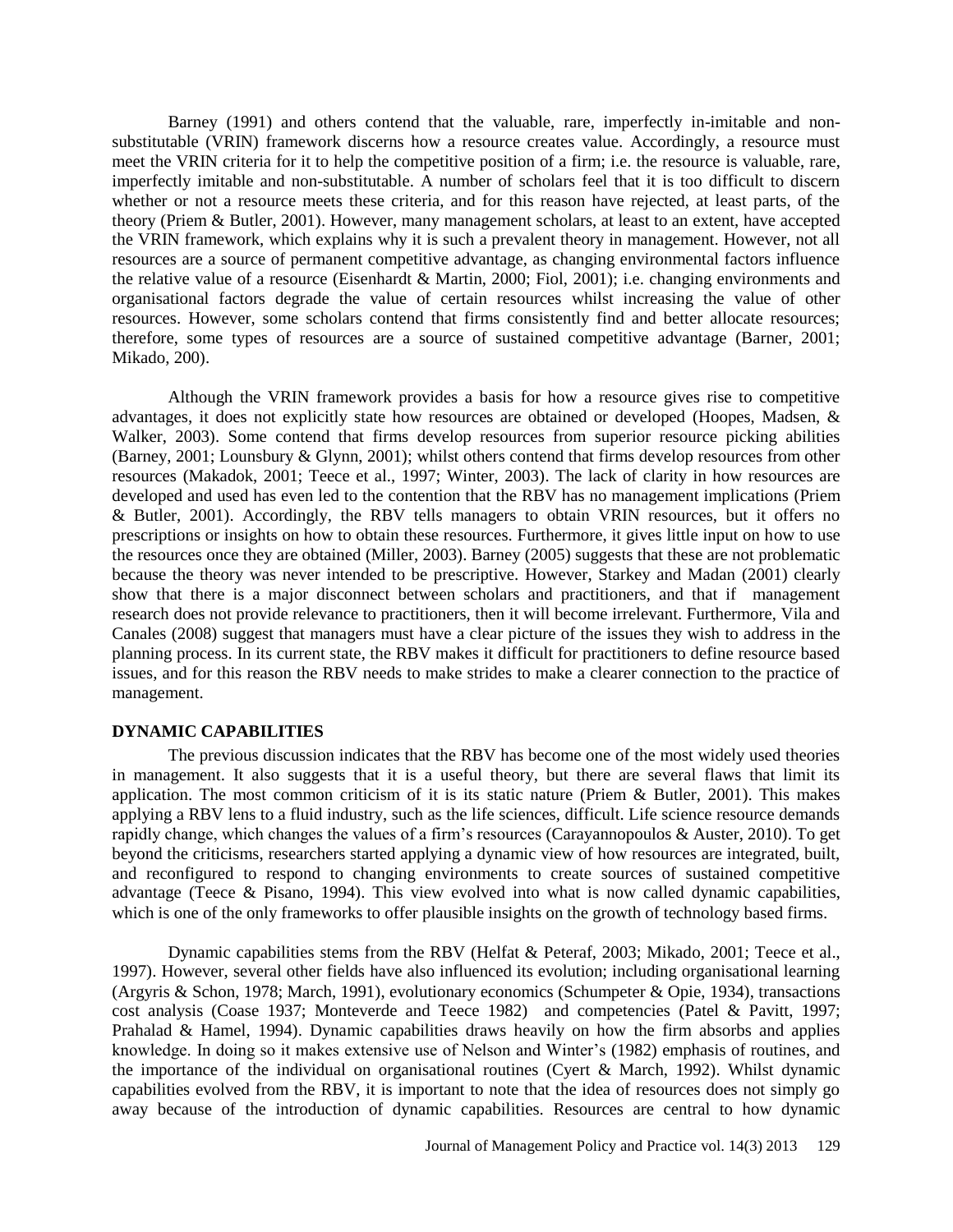Barney (1991) and others contend that the valuable, rare, imperfectly in-imitable and non-substitutable (VRIN) framework discerns how a resource creates value. Accordingly, a resource must meet the VRIN criteria for it to help the competitive position of a firm; i.e. the resource is valuable, rare, imperfectly imitable and non-substitutable. A number of scholars feel that it is too difficult to discern whether or not a resource meets these criteria, and for this reason have rejected, at least parts, of the theory (Priem & Butler, 2001). However, many management scholars, at least to an extent, have accepted the VRIN framework, which explains why it is such a prevalent theory in management. However, not all resources are a source of permanent competitive advantage, as changing environmental factors influence the relative value of a resource (Eisenhardt & Martin, 2000; Fiol, 2001); i.e. changing environments and organisational factors degrade the value of certain resources whilst increasing the value of other resources. However, some scholars contend that firms consistently find and better allocate resources; therefore, some types of resources are a source of sustained competitive advantage (Barner, 2001; Mikado, 200).

Although the VRIN framework provides a basis for how a resource gives rise to competitive advantages, it does not explicitly state how resources are obtained or developed (Hoopes, Madsen, & Walker, 2003). Some contend that firms develop resources from superior resource picking abilities (Barney, 2001; Lounsbury & Glynn, 2001); whilst others contend that firms develop resources from other resources (Makadok, 2001; Teece et al., 1997; Winter, 2003). The lack of clarity in how resources are developed and used has even led to the contention that the RBV has no management implications (Priem & Butler, 2001). Accordingly, the RBV tells managers to obtain VRIN resources, but it offers no prescriptions or insights on how to obtain these resources. Furthermore, it gives little input on how to use the resources once they are obtained (Miller, 2003). Barney (2005) suggests that these are not problematic because the theory was never intended to be prescriptive. However, Starkey and Madan (2001) clearly show that there is a major disconnect between scholars and practitioners, and that if management research does not provide relevance to practitioners, then it will become irrelevant. Furthermore, Vila and Canales (2008) suggest that managers must have a clear picture of the issues they wish to address in the planning process. In its current state, the RBV makes it difficult for practitioners to define resource based issues, and for this reason the RBV needs to make strides to make a clearer connection to the practice of management.

## DYNAMIC CAPABILITIES

The previous discussion indicates that the RBV has become one of the most widely used theories in management. It also suggests that it is a useful theory, but there are several flaws that limit its application. The most common criticism of it is its static nature (Priem & Butler, 2001). This makes applying a RBV lens to a fluid industry, such as the life sciences, difficult. Life science resource demands rapidly change, which changes the values of a firm's resources (Carayannopoulos & Auster, 2010). To get beyond the criticisms, researchers started applying a dynamic view of how resources are integrated, built, and reconfigured to respond to changing environments to create sources of sustained competitive advantage (Teece & Pisano, 1994). This view evolved into what is now called dynamic capabilities, which is one of the only frameworks to offer plausible insights on the growth of technology based firms.

Dynamic capabilities stems from the RBV (Helfat & Peteraf, 2003; Mikado, 2001; Teece et al., 1997). However, several other fields have also influenced its evolution; including organisational learning (Argyris & Schon, 1978; March, 1991), evolutionary economics (Schumpeter & Opie, 1934), transactions cost analysis (Coase 1937; Monteverde and Teece 1982) and competencies (Patel & Pavitt, 1997; Prahalad & Hamel, 1994). Dynamic capabilities draws heavily on how the firm absorbs and applies knowledge. In doing so it makes extensive use of Nelson and Winter's (1982) emphasis of routines, and the importance of the individual on organisational routines (Cyert & March, 1992). Whilst dynamic capabilities evolved from the RBV, it is important to note that the idea of resources does not simply go away because of the introduction of dynamic capabilities. Resources are central to how dynamic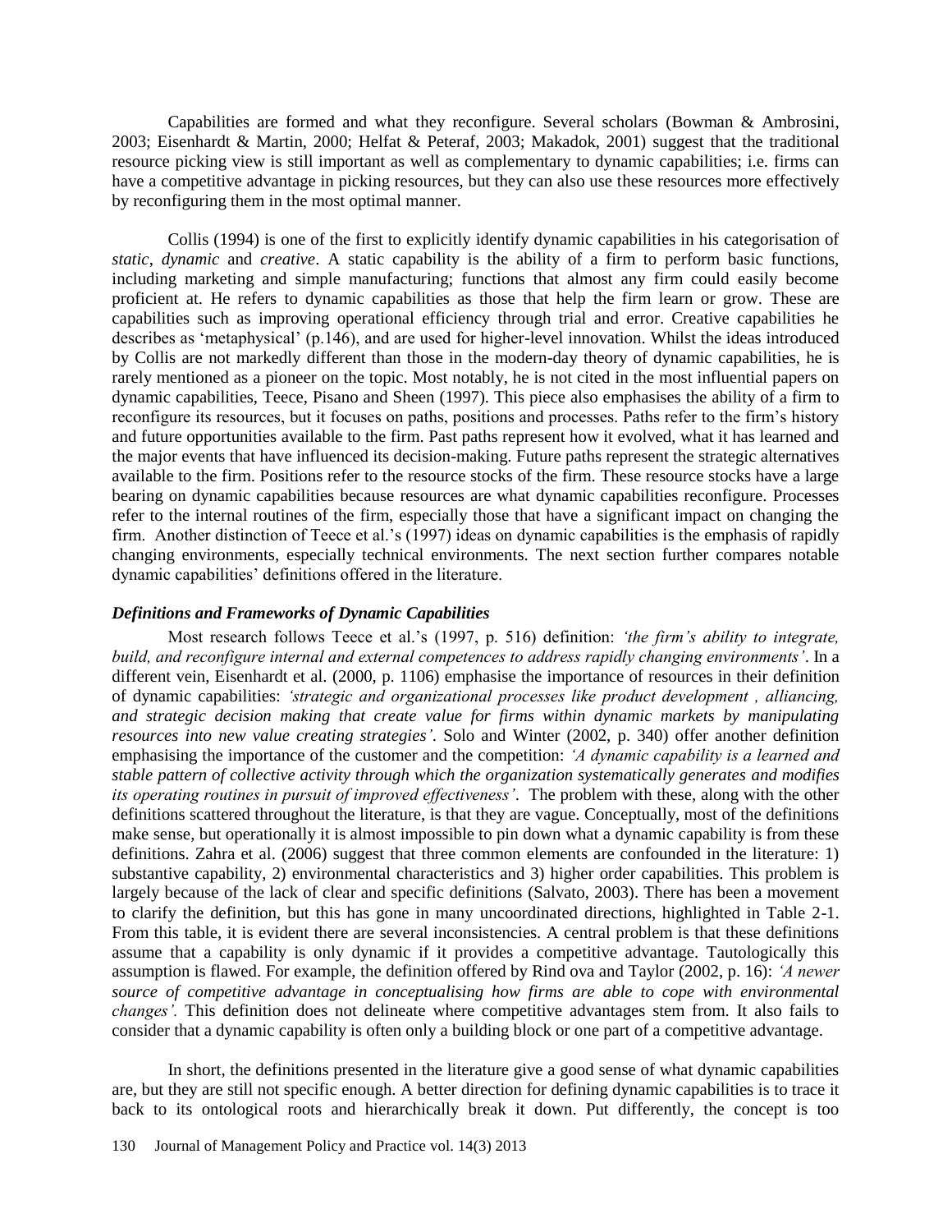Capabilities are formed and what they reconfigure. Several scholars (Bowman & Ambrosini, 2003; Eisenhardt & Martin, 2000; Helfat & Peteraf, 2003; Makadok, 2001) suggest that the traditional resource picking view is still important as well as complementary to dynamic capabilities; i.e. firms can have a competitive advantage in picking resources, but they can also use these resources more effectively by reconfiguring them in the most optimal manner.

Collis (1994) is one of the first to explicitly identify dynamic capabilities in his categorisation of *static*, *dynamic* and *creative*. A static capability is the ability of a firm to perform basic functions, including marketing and simple manufacturing; functions that almost any firm could easily become proficient at. He refers to dynamic capabilities as those that help the firm learn or grow. These are capabilities such as improving operational efficiency through trial and error. Creative capabilities he describes as 'metaphysical' (p.146), and are used for higher-level innovation. Whilst the ideas introduced by Collis are not markedly different than those in the modern-day theory of dynamic capabilities, he is rarely mentioned as a pioneer on the topic. Most notably, he is not cited in the most influential papers on dynamic capabilities, Teece, Pisano and Sheen (1997). This piece also emphasises the ability of a firm to reconfigure its resources, but it focuses on paths, positions and processes. Paths refer to the firm's history and future opportunities available to the firm. Past paths represent how it evolved, what it has learned and the major events that have influenced its decision-making. Future paths represent the strategic alternatives available to the firm. Positions refer to the resource stocks of the firm. These resource stocks have a large bearing on dynamic capabilities because resources are what dynamic capabilities reconfigure. Processes refer to the internal routines of the firm, especially those that have a significant impact on changing the firm. Another distinction of Teece et al.'s (1997) ideas on dynamic capabilities is the emphasis of rapidly changing environments, especially technical environments. The next section further compares notable dynamic capabilities' definitions offered in the literature.

### *Definitions and Frameworks of Dynamic Capabilities*

Most research follows Teece et al.'s (1997, p. 516) definition: *'the firm's ability to integrate, build, and reconfigure internal and external competences to address rapidly changing environments'*. In a different vein, Eisenhardt et al. (2000, p. 1106) emphasise the importance of resources in their definition of dynamic capabilities: *'strategic and organizational processes like product development , alliancing, and strategic decision making that create value for firms within dynamic markets by manipulating resources into new value creating strategies'*. Solo and Winter (2002, p. 340) offer another definition emphasising the importance of the customer and the competition: *'A dynamic capability is a learned and stable pattern of collective activity through which the organization systematically generates and modifies its operating routines in pursuit of improved effectiveness'*. The problem with these, along with the other definitions scattered throughout the literature, is that they are vague. Conceptually, most of the definitions make sense, but operationally it is almost impossible to pin down what a dynamic capability is from these definitions. Zahra et al. (2006) suggest that three common elements are confounded in the literature: 1) substantive capability, 2) environmental characteristics and 3) higher order capabilities. This problem is largely because of the lack of clear and specific definitions (Salvato, 2003). There has been a movement to clarify the definition, but this has gone in many uncoordinated directions, highlighted in Table 2-1. From this table, it is evident there are several inconsistencies. A central problem is that these definitions assume that a capability is only dynamic if it provides a competitive advantage. Tautologically this assumption is flawed. For example, the definition offered by Rind ova and Taylor (2002, p. 16): *'A newer source of competitive advantage in conceptualising how firms are able to cope with environmental changes'.* This definition does not delineate where competitive advantages stem from. It also fails to consider that a dynamic capability is often only a building block or one part of a competitive advantage.

In short, the definitions presented in the literature give a good sense of what dynamic capabilities are, but they are still not specific enough. A better direction for defining dynamic capabilities is to trace it back to its ontological roots and hierarchically break it down. Put differently, the concept is too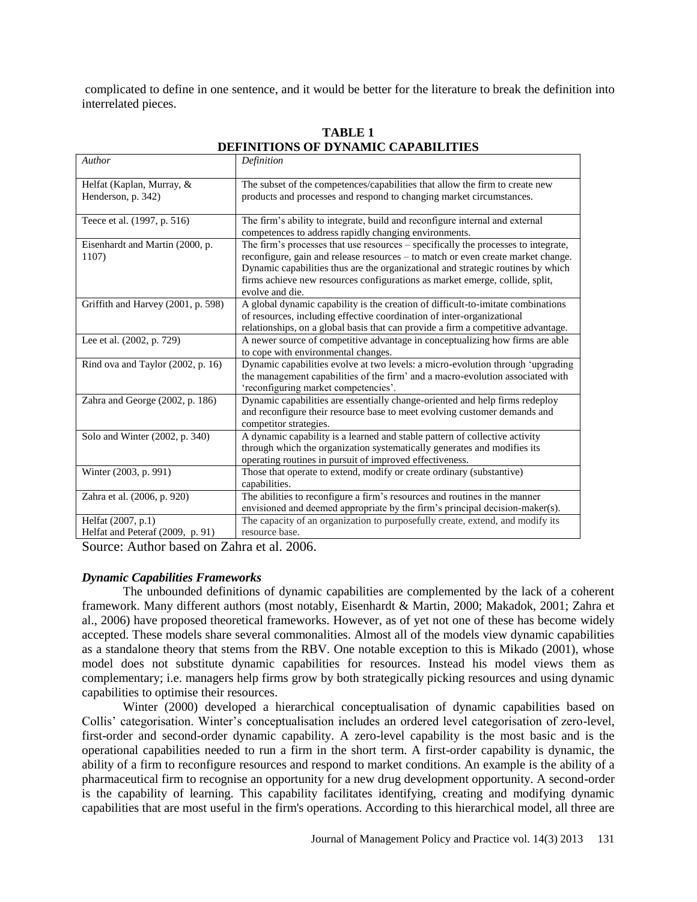complicated to define in one sentence, and it would be better for the literature to break the definition into interrelated pieces.

**TABLE 1**
**DEFINITIONS OF DYNAMIC CAPABILITIES**

| *Author* | *Definition* |
|---|---|
| Helfat (Kaplan, Murray, & Henderson, p. 342) | The subset of the competences/capabilities that allow the firm to create new products and processes and respond to changing market circumstances. |
| Teece et al. (1997, p. 516) | The firm's ability to integrate, build and reconfigure internal and external competences to address rapidly changing environments. |
| Eisenhardt and Martin (2000, p. 1107) | The firm's processes that use resources – specifically the processes to integrate, reconfigure, gain and release resources – to match or even create market change. Dynamic capabilities thus are the organizational and strategic routines by which firms achieve new resources configurations as market emerge, collide, split, evolve and die. |
| Griffith and Harvey (2001, p. 598) | A global dynamic capability is the creation of difficult-to-imitate combinations of resources, including effective coordination of inter-organizational relationships, on a global basis that can provide a firm a competitive advantage. |
| Lee et al. (2002, p. 729) | A newer source of competitive advantage in conceptualizing how firms are able to cope with environmental changes. |
| Rind ova and Taylor (2002, p. 16) | Dynamic capabilities evolve at two levels: a micro-evolution through 'upgrading the management capabilities of the firm' and a macro-evolution associated with 'reconfiguring market competencies'. |
| Zahra and George (2002, p. 186) | Dynamic capabilities are essentially change-oriented and help firms redeploy and reconfigure their resource base to meet evolving customer demands and competitor strategies. |
| Solo and Winter (2002, p. 340) | A dynamic capability is a learned and stable pattern of collective activity through which the organization systematically generates and modifies its operating routines in pursuit of improved effectiveness. |
| Winter (2003, p. 991) | Those that operate to extend, modify or create ordinary (substantive) capabilities. |
| Zahra et al. (2006, p. 920) | The abilities to reconfigure a firm's resources and routines in the manner envisioned and deemed appropriate by the firm's principal decision-maker(s). |
| Helfat (2007, p.1) Helfat and Peteraf (2009, p. 91) | The capacity of an organization to purposefully create, extend, and modify its resource base. |

Source: Author based on Zahra et al. 2006.

### *Dynamic Capabilities Frameworks*

The unbounded definitions of dynamic capabilities are complemented by the lack of a coherent framework. Many different authors (most notably, Eisenhardt & Martin, 2000; Makadok, 2001; Zahra et al., 2006) have proposed theoretical frameworks. However, as of yet not one of these has become widely accepted. These models share several commonalities. Almost all of the models view dynamic capabilities as a standalone theory that stems from the RBV. One notable exception to this is Mikado (2001), whose model does not substitute dynamic capabilities for resources. Instead his model views them as complementary; i.e. managers help firms grow by both strategically picking resources and using dynamic capabilities to optimise their resources.

Winter (2000) developed a hierarchical conceptualisation of dynamic capabilities based on Collis' categorisation. Winter's conceptualisation includes an ordered level categorisation of zero-level, first-order and second-order dynamic capability. A zero-level capability is the most basic and is the operational capabilities needed to run a firm in the short term. A first-order capability is dynamic, the ability of a firm to reconfigure resources and respond to market conditions. An example is the ability of a pharmaceutical firm to recognise an opportunity for a new drug development opportunity. A second-order is the capability of learning. This capability facilitates identifying, creating and modifying dynamic capabilities that are most useful in the firm's operations. According to this hierarchical model, all three are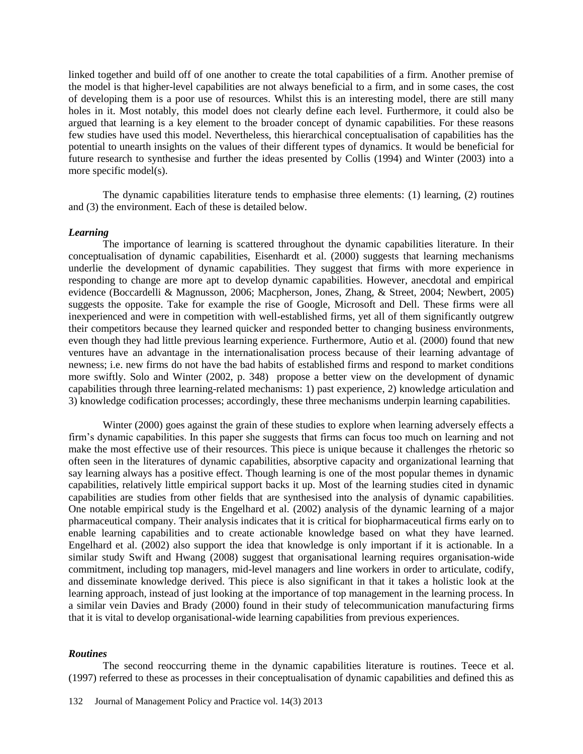linked together and build off of one another to create the total capabilities of a firm. Another premise of the model is that higher-level capabilities are not always beneficial to a firm, and in some cases, the cost of developing them is a poor use of resources. Whilst this is an interesting model, there are still many holes in it. Most notably, this model does not clearly define each level. Furthermore, it could also be argued that learning is a key element to the broader concept of dynamic capabilities. For these reasons few studies have used this model. Nevertheless, this hierarchical conceptualisation of capabilities has the potential to unearth insights on the values of their different types of dynamics. It would be beneficial for future research to synthesise and further the ideas presented by Collis (1994) and Winter (2003) into a more specific model(s).

The dynamic capabilities literature tends to emphasise three elements: (1) learning, (2) routines and (3) the environment. Each of these is detailed below.

### *Learning*

The importance of learning is scattered throughout the dynamic capabilities literature. In their conceptualisation of dynamic capabilities, Eisenhardt et al. (2000) suggests that learning mechanisms underlie the development of dynamic capabilities. They suggest that firms with more experience in responding to change are more apt to develop dynamic capabilities. However, anecdotal and empirical evidence (Boccardelli & Magnusson, 2006; Macpherson, Jones, Zhang, & Street, 2004; Newbert, 2005) suggests the opposite. Take for example the rise of Google, Microsoft and Dell. These firms were all inexperienced and were in competition with well-established firms, yet all of them significantly outgrew their competitors because they learned quicker and responded better to changing business environments, even though they had little previous learning experience. Furthermore, Autio et al. (2000) found that new ventures have an advantage in the internationalisation process because of their learning advantage of newness; i.e. new firms do not have the bad habits of established firms and respond to market conditions more swiftly. Solo and Winter (2002, p. 348) propose a better view on the development of dynamic capabilities through three learning-related mechanisms: 1) past experience, 2) knowledge articulation and 3) knowledge codification processes; accordingly, these three mechanisms underpin learning capabilities.

Winter (2000) goes against the grain of these studies to explore when learning adversely effects a firm's dynamic capabilities. In this paper she suggests that firms can focus too much on learning and not make the most effective use of their resources. This piece is unique because it challenges the rhetoric so often seen in the literatures of dynamic capabilities, absorptive capacity and organizational learning that say learning always has a positive effect. Though learning is one of the most popular themes in dynamic capabilities, relatively little empirical support backs it up. Most of the learning studies cited in dynamic capabilities are studies from other fields that are synthesised into the analysis of dynamic capabilities. One notable empirical study is the Engelhard et al. (2002) analysis of the dynamic learning of a major pharmaceutical company. Their analysis indicates that it is critical for biopharmaceutical firms early on to enable learning capabilities and to create actionable knowledge based on what they have learned. Engelhard et al. (2002) also support the idea that knowledge is only important if it is actionable. In a similar study Swift and Hwang (2008) suggest that organisational learning requires organisation-wide commitment, including top managers, mid-level managers and line workers in order to articulate, codify, and disseminate knowledge derived. This piece is also significant in that it takes a holistic look at the learning approach, instead of just looking at the importance of top management in the learning process. In a similar vein Davies and Brady (2000) found in their study of telecommunication manufacturing firms that it is vital to develop organisational-wide learning capabilities from previous experiences.

### *Routines*

The second reoccurring theme in the dynamic capabilities literature is routines. Teece et al. (1997) referred to these as processes in their conceptualisation of dynamic capabilities and defined this as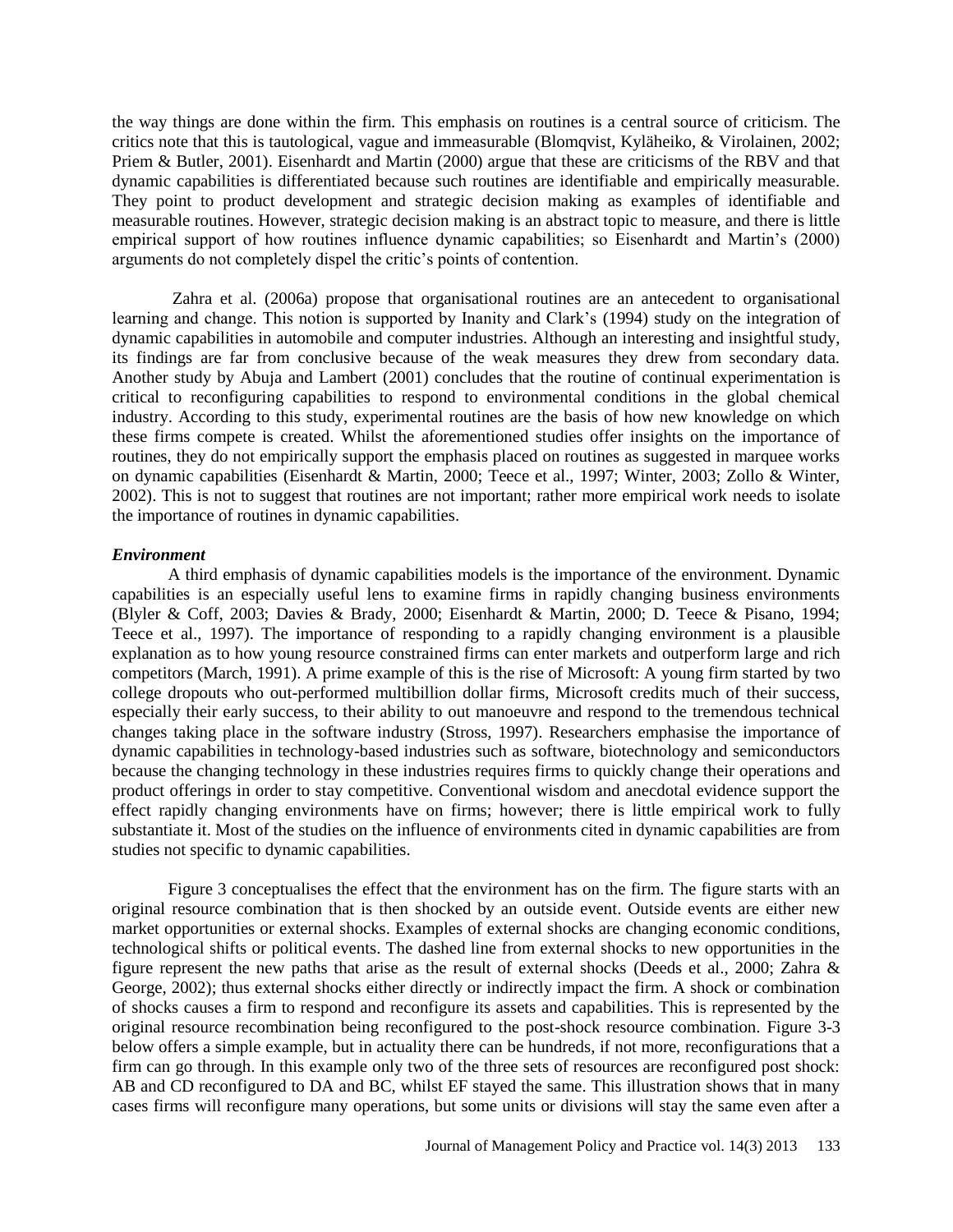the way things are done within the firm. This emphasis on routines is a central source of criticism. The critics note that this is tautological, vague and immeasurable (Blomqvist, Kyläheiko, & Virolainen, 2002; Priem & Butler, 2001). Eisenhardt and Martin (2000) argue that these are criticisms of the RBV and that dynamic capabilities is differentiated because such routines are identifiable and empirically measurable. They point to product development and strategic decision making as examples of identifiable and measurable routines. However, strategic decision making is an abstract topic to measure, and there is little empirical support of how routines influence dynamic capabilities; so Eisenhardt and Martin's (2000) arguments do not completely dispel the critic's points of contention.

Zahra et al. (2006a) propose that organisational routines are an antecedent to organisational learning and change. This notion is supported by Inanity and Clark's (1994) study on the integration of dynamic capabilities in automobile and computer industries. Although an interesting and insightful study, its findings are far from conclusive because of the weak measures they drew from secondary data. Another study by Abuja and Lambert (2001) concludes that the routine of continual experimentation is critical to reconfiguring capabilities to respond to environmental conditions in the global chemical industry. According to this study, experimental routines are the basis of how new knowledge on which these firms compete is created. Whilst the aforementioned studies offer insights on the importance of routines, they do not empirically support the emphasis placed on routines as suggested in marquee works on dynamic capabilities (Eisenhardt & Martin, 2000; Teece et al., 1997; Winter, 2003; Zollo & Winter, 2002). This is not to suggest that routines are not important; rather more empirical work needs to isolate the importance of routines in dynamic capabilities.

***Environment***

A third emphasis of dynamic capabilities models is the importance of the environment. Dynamic capabilities is an especially useful lens to examine firms in rapidly changing business environments (Blyler & Coff, 2003; Davies & Brady, 2000; Eisenhardt & Martin, 2000; D. Teece & Pisano, 1994; Teece et al., 1997). The importance of responding to a rapidly changing environment is a plausible explanation as to how young resource constrained firms can enter markets and outperform large and rich competitors (March, 1991). A prime example of this is the rise of Microsoft: A young firm started by two college dropouts who out-performed multibillion dollar firms, Microsoft credits much of their success, especially their early success, to their ability to out manoeuvre and respond to the tremendous technical changes taking place in the software industry (Stross, 1997). Researchers emphasise the importance of dynamic capabilities in technology-based industries such as software, biotechnology and semiconductors because the changing technology in these industries requires firms to quickly change their operations and product offerings in order to stay competitive. Conventional wisdom and anecdotal evidence support the effect rapidly changing environments have on firms; however; there is little empirical work to fully substantiate it. Most of the studies on the influence of environments cited in dynamic capabilities are from studies not specific to dynamic capabilities.

Figure 3 conceptualises the effect that the environment has on the firm. The figure starts with an original resource combination that is then shocked by an outside event. Outside events are either new market opportunities or external shocks. Examples of external shocks are changing economic conditions, technological shifts or political events. The dashed line from external shocks to new opportunities in the figure represent the new paths that arise as the result of external shocks (Deeds et al., 2000; Zahra & George, 2002); thus external shocks either directly or indirectly impact the firm. A shock or combination of shocks causes a firm to respond and reconfigure its assets and capabilities. This is represented by the original resource recombination being reconfigured to the post-shock resource combination. Figure 3-3 below offers a simple example, but in actuality there can be hundreds, if not more, reconfigurations that a firm can go through. In this example only two of the three sets of resources are reconfigured post shock: AB and CD reconfigured to DA and BC, whilst EF stayed the same. This illustration shows that in many cases firms will reconfigure many operations, but some units or divisions will stay the same even after a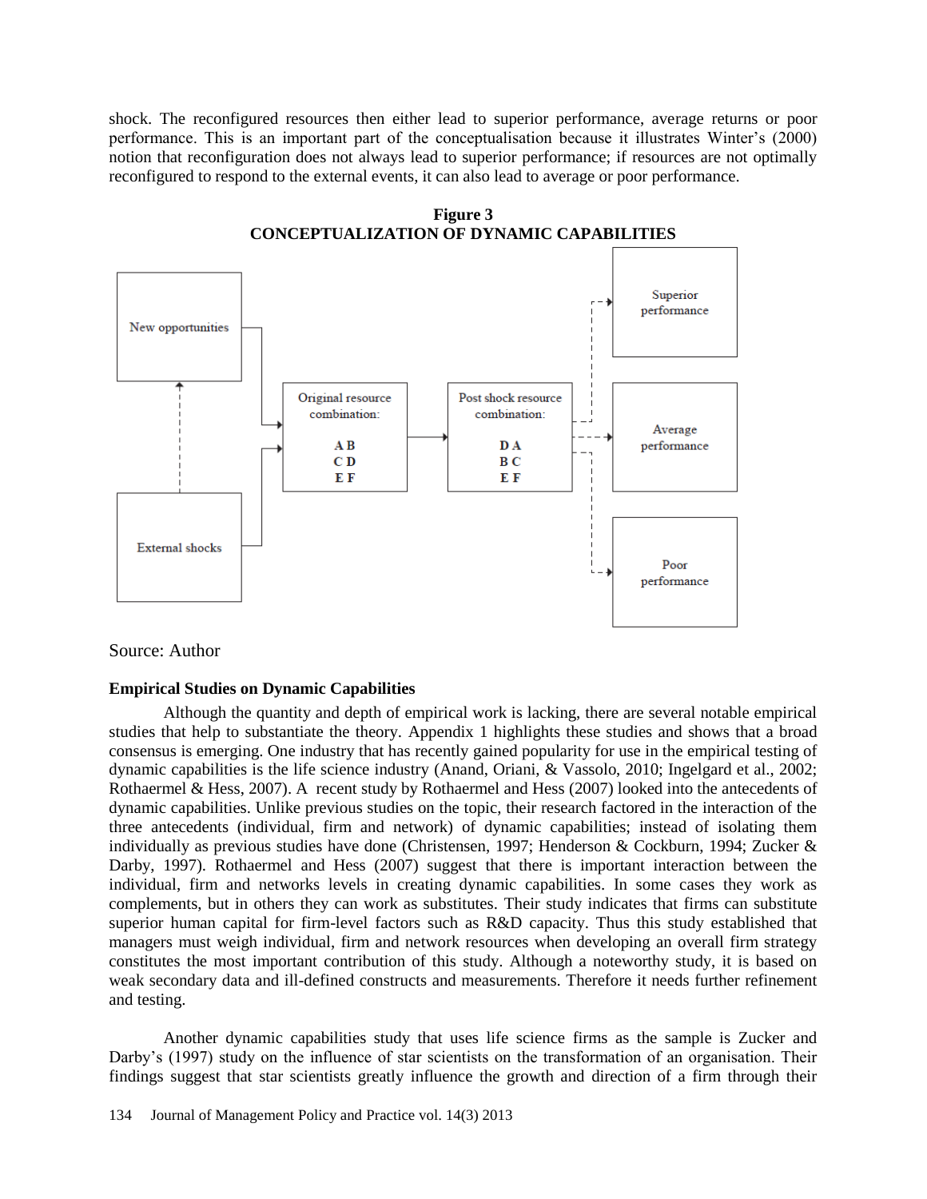shock. The reconfigured resources then either lead to superior performance, average returns or poor performance. This is an important part of the conceptualisation because it illustrates Winter's (2000) notion that reconfiguration does not always lead to superior performance; if resources are not optimally reconfigured to respond to the external events, it can also lead to average or poor performance.

**Figure 3**
**CONCEPTUALIZATION OF DYNAMIC CAPABILITIES**

Source: Author

### Empirical Studies on Dynamic Capabilities

Although the quantity and depth of empirical work is lacking, there are several notable empirical studies that help to substantiate the theory. Appendix 1 highlights these studies and shows that a broad consensus is emerging. One industry that has recently gained popularity for use in the empirical testing of dynamic capabilities is the life science industry (Anand, Oriani, & Vassolo, 2010; Ingelgard et al., 2002; Rothaermel & Hess, 2007). A recent study by Rothaermel and Hess (2007) looked into the antecedents of dynamic capabilities. Unlike previous studies on the topic, their research factored in the interaction of the three antecedents (individual, firm and network) of dynamic capabilities; instead of isolating them individually as previous studies have done (Christensen, 1997; Henderson & Cockburn, 1994; Zucker & Darby, 1997). Rothaermel and Hess (2007) suggest that there is important interaction between the individual, firm and networks levels in creating dynamic capabilities. In some cases they work as complements, but in others they can work as substitutes. Their study indicates that firms can substitute superior human capital for firm-level factors such as R&D capacity. Thus this study established that managers must weigh individual, firm and network resources when developing an overall firm strategy constitutes the most important contribution of this study. Although a noteworthy study, it is based on weak secondary data and ill-defined constructs and measurements. Therefore it needs further refinement and testing.

Another dynamic capabilities study that uses life science firms as the sample is Zucker and Darby's (1997) study on the influence of star scientists on the transformation of an organisation. Their findings suggest that star scientists greatly influence the growth and direction of a firm through their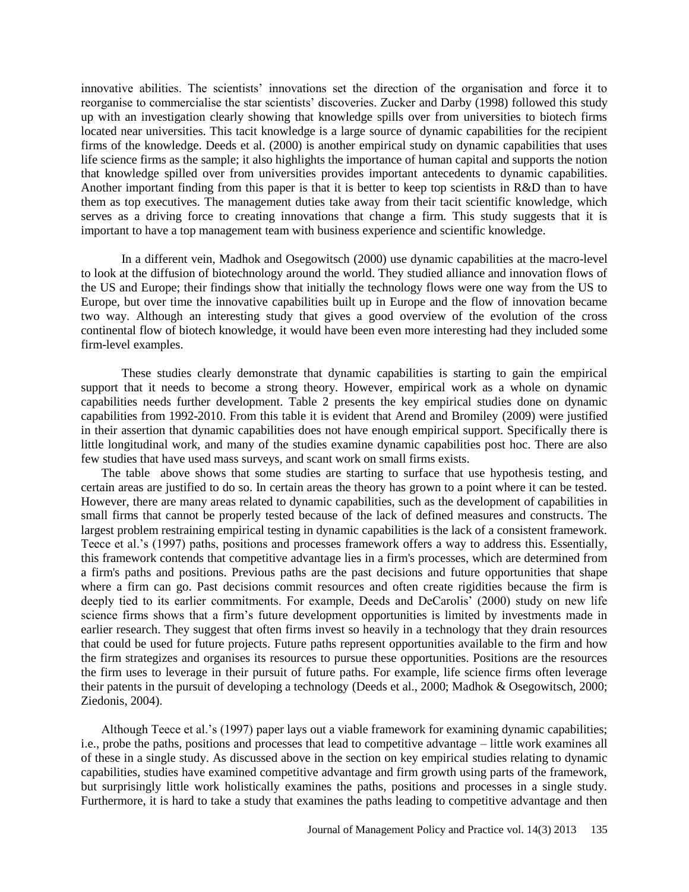innovative abilities. The scientists' innovations set the direction of the organisation and force it to reorganise to commercialise the star scientists' discoveries. Zucker and Darby (1998) followed this study up with an investigation clearly showing that knowledge spills over from universities to biotech firms located near universities. This tacit knowledge is a large source of dynamic capabilities for the recipient firms of the knowledge. Deeds et al. (2000) is another empirical study on dynamic capabilities that uses life science firms as the sample; it also highlights the importance of human capital and supports the notion that knowledge spilled over from universities provides important antecedents to dynamic capabilities. Another important finding from this paper is that it is better to keep top scientists in R&D than to have them as top executives. The management duties take away from their tacit scientific knowledge, which serves as a driving force to creating innovations that change a firm. This study suggests that it is important to have a top management team with business experience and scientific knowledge.

In a different vein, Madhok and Osegowitsch (2000) use dynamic capabilities at the macro-level to look at the diffusion of biotechnology around the world. They studied alliance and innovation flows of the US and Europe; their findings show that initially the technology flows were one way from the US to Europe, but over time the innovative capabilities built up in Europe and the flow of innovation became two way. Although an interesting study that gives a good overview of the evolution of the cross continental flow of biotech knowledge, it would have been even more interesting had they included some firm-level examples.

These studies clearly demonstrate that dynamic capabilities is starting to gain the empirical support that it needs to become a strong theory. However, empirical work as a whole on dynamic capabilities needs further development. Table 2 presents the key empirical studies done on dynamic capabilities from 1992-2010. From this table it is evident that Arend and Bromiley (2009) were justified in their assertion that dynamic capabilities does not have enough empirical support. Specifically there is little longitudinal work, and many of the studies examine dynamic capabilities post hoc. There are also few studies that have used mass surveys, and scant work on small firms exists.

The table above shows that some studies are starting to surface that use hypothesis testing, and certain areas are justified to do so. In certain areas the theory has grown to a point where it can be tested. However, there are many areas related to dynamic capabilities, such as the development of capabilities in small firms that cannot be properly tested because of the lack of defined measures and constructs. The largest problem restraining empirical testing in dynamic capabilities is the lack of a consistent framework. Teece et al.'s (1997) paths, positions and processes framework offers a way to address this. Essentially, this framework contends that competitive advantage lies in a firm's processes, which are determined from a firm's paths and positions. Previous paths are the past decisions and future opportunities that shape where a firm can go. Past decisions commit resources and often create rigidities because the firm is deeply tied to its earlier commitments. For example, Deeds and DeCarolis' (2000) study on new life science firms shows that a firm's future development opportunities is limited by investments made in earlier research. They suggest that often firms invest so heavily in a technology that they drain resources that could be used for future projects. Future paths represent opportunities available to the firm and how the firm strategizes and organises its resources to pursue these opportunities. Positions are the resources the firm uses to leverage in their pursuit of future paths. For example, life science firms often leverage their patents in the pursuit of developing a technology (Deeds et al., 2000; Madhok & Osegowitsch, 2000; Ziedonis, 2004).

Although Teece et al.'s (1997) paper lays out a viable framework for examining dynamic capabilities; i.e., probe the paths, positions and processes that lead to competitive advantage – little work examines all of these in a single study. As discussed above in the section on key empirical studies relating to dynamic capabilities, studies have examined competitive advantage and firm growth using parts of the framework, but surprisingly little work holistically examines the paths, positions and processes in a single study. Furthermore, it is hard to take a study that examines the paths leading to competitive advantage and then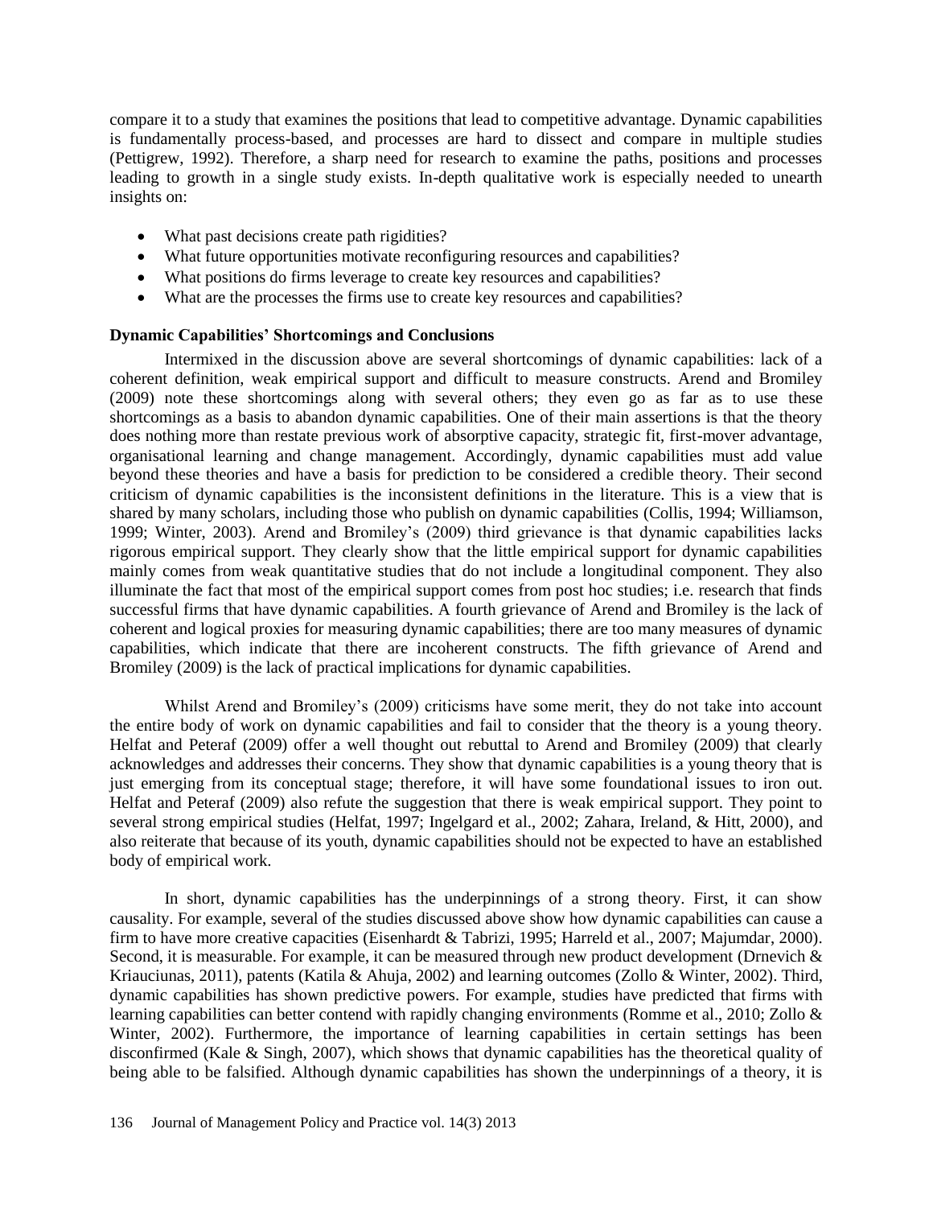compare it to a study that examines the positions that lead to competitive advantage. Dynamic capabilities is fundamentally process-based, and processes are hard to dissect and compare in multiple studies (Pettigrew, 1992). Therefore, a sharp need for research to examine the paths, positions and processes leading to growth in a single study exists. In-depth qualitative work is especially needed to unearth insights on:

- What past decisions create path rigidities?
- What future opportunities motivate reconfiguring resources and capabilities?
- What positions do firms leverage to create key resources and capabilities?
- What are the processes the firms use to create key resources and capabilities?

**Dynamic Capabilities' Shortcomings and Conclusions**

Intermixed in the discussion above are several shortcomings of dynamic capabilities: lack of a coherent definition, weak empirical support and difficult to measure constructs. Arend and Bromiley (2009) note these shortcomings along with several others; they even go as far as to use these shortcomings as a basis to abandon dynamic capabilities. One of their main assertions is that the theory does nothing more than restate previous work of absorptive capacity, strategic fit, first-mover advantage, organisational learning and change management. Accordingly, dynamic capabilities must add value beyond these theories and have a basis for prediction to be considered a credible theory. Their second criticism of dynamic capabilities is the inconsistent definitions in the literature. This is a view that is shared by many scholars, including those who publish on dynamic capabilities (Collis, 1994; Williamson, 1999; Winter, 2003). Arend and Bromiley's (2009) third grievance is that dynamic capabilities lacks rigorous empirical support. They clearly show that the little empirical support for dynamic capabilities mainly comes from weak quantitative studies that do not include a longitudinal component. They also illuminate the fact that most of the empirical support comes from post hoc studies; i.e. research that finds successful firms that have dynamic capabilities. A fourth grievance of Arend and Bromiley is the lack of coherent and logical proxies for measuring dynamic capabilities; there are too many measures of dynamic capabilities, which indicate that there are incoherent constructs. The fifth grievance of Arend and Bromiley (2009) is the lack of practical implications for dynamic capabilities.

Whilst Arend and Bromiley's (2009) criticisms have some merit, they do not take into account the entire body of work on dynamic capabilities and fail to consider that the theory is a young theory. Helfat and Peteraf (2009) offer a well thought out rebuttal to Arend and Bromiley (2009) that clearly acknowledges and addresses their concerns. They show that dynamic capabilities is a young theory that is just emerging from its conceptual stage; therefore, it will have some foundational issues to iron out. Helfat and Peteraf (2009) also refute the suggestion that there is weak empirical support. They point to several strong empirical studies (Helfat, 1997; Ingelgard et al., 2002; Zahara, Ireland, & Hitt, 2000), and also reiterate that because of its youth, dynamic capabilities should not be expected to have an established body of empirical work.

In short, dynamic capabilities has the underpinnings of a strong theory. First, it can show causality. For example, several of the studies discussed above show how dynamic capabilities can cause a firm to have more creative capacities (Eisenhardt & Tabrizi, 1995; Harreld et al., 2007; Majumdar, 2000). Second, it is measurable. For example, it can be measured through new product development (Drnevich & Kriauciunas, 2011), patents (Katila & Ahuja, 2002) and learning outcomes (Zollo & Winter, 2002). Third, dynamic capabilities has shown predictive powers. For example, studies have predicted that firms with learning capabilities can better contend with rapidly changing environments (Romme et al., 2010; Zollo & Winter, 2002). Furthermore, the importance of learning capabilities in certain settings has been disconfirmed (Kale & Singh, 2007), which shows that dynamic capabilities has the theoretical quality of being able to be falsified. Although dynamic capabilities has shown the underpinnings of a theory, it is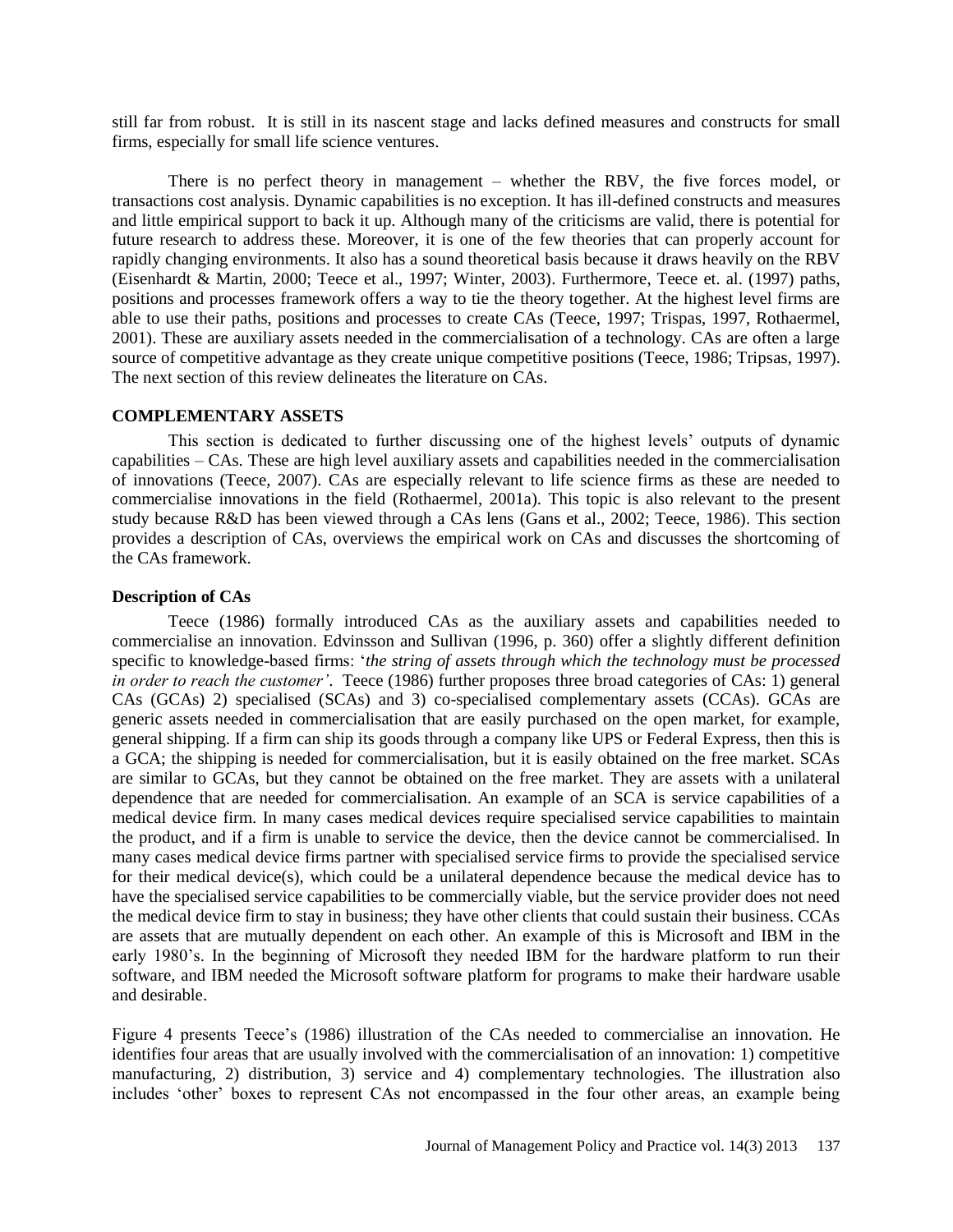still far from robust. It is still in its nascent stage and lacks defined measures and constructs for small firms, especially for small life science ventures.

There is no perfect theory in management – whether the RBV, the five forces model, or transactions cost analysis. Dynamic capabilities is no exception. It has ill-defined constructs and measures and little empirical support to back it up. Although many of the criticisms are valid, there is potential for future research to address these. Moreover, it is one of the few theories that can properly account for rapidly changing environments. It also has a sound theoretical basis because it draws heavily on the RBV (Eisenhardt & Martin, 2000; Teece et al., 1997; Winter, 2003). Furthermore, Teece et. al. (1997) paths, positions and processes framework offers a way to tie the theory together. At the highest level firms are able to use their paths, positions and processes to create CAs (Teece, 1997; Trispas, 1997, Rothaermel, 2001). These are auxiliary assets needed in the commercialisation of a technology. CAs are often a large source of competitive advantage as they create unique competitive positions (Teece, 1986; Tripsas, 1997). The next section of this review delineates the literature on CAs.

## COMPLEMENTARY ASSETS

This section is dedicated to further discussing one of the highest levels' outputs of dynamic capabilities – CAs. These are high level auxiliary assets and capabilities needed in the commercialisation of innovations (Teece, 2007). CAs are especially relevant to life science firms as these are needed to commercialise innovations in the field (Rothaermel, 2001a). This topic is also relevant to the present study because R&D has been viewed through a CAs lens (Gans et al., 2002; Teece, 1986). This section provides a description of CAs, overviews the empirical work on CAs and discusses the shortcoming of the CAs framework.

### Description of CAs

Teece (1986) formally introduced CAs as the auxiliary assets and capabilities needed to commercialise an innovation. Edvinsson and Sullivan (1996, p. 360) offer a slightly different definition specific to knowledge-based firms: '*the string of assets through which the technology must be processed in order to reach the customer'*. Teece (1986) further proposes three broad categories of CAs: 1) general CAs (GCAs) 2) specialised (SCAs) and 3) co-specialised complementary assets (CCAs). GCAs are generic assets needed in commercialisation that are easily purchased on the open market, for example, general shipping. If a firm can ship its goods through a company like UPS or Federal Express, then this is a GCA; the shipping is needed for commercialisation, but it is easily obtained on the free market. SCAs are similar to GCAs, but they cannot be obtained on the free market. They are assets with a unilateral dependence that are needed for commercialisation. An example of an SCA is service capabilities of a medical device firm. In many cases medical devices require specialised service capabilities to maintain the product, and if a firm is unable to service the device, then the device cannot be commercialised. In many cases medical device firms partner with specialised service firms to provide the specialised service for their medical device(s), which could be a unilateral dependence because the medical device has to have the specialised service capabilities to be commercially viable, but the service provider does not need the medical device firm to stay in business; they have other clients that could sustain their business. CCAs are assets that are mutually dependent on each other. An example of this is Microsoft and IBM in the early 1980's. In the beginning of Microsoft they needed IBM for the hardware platform to run their software, and IBM needed the Microsoft software platform for programs to make their hardware usable and desirable.

Figure 4 presents Teece's (1986) illustration of the CAs needed to commercialise an innovation. He identifies four areas that are usually involved with the commercialisation of an innovation: 1) competitive manufacturing, 2) distribution, 3) service and 4) complementary technologies. The illustration also includes 'other' boxes to represent CAs not encompassed in the four other areas, an example being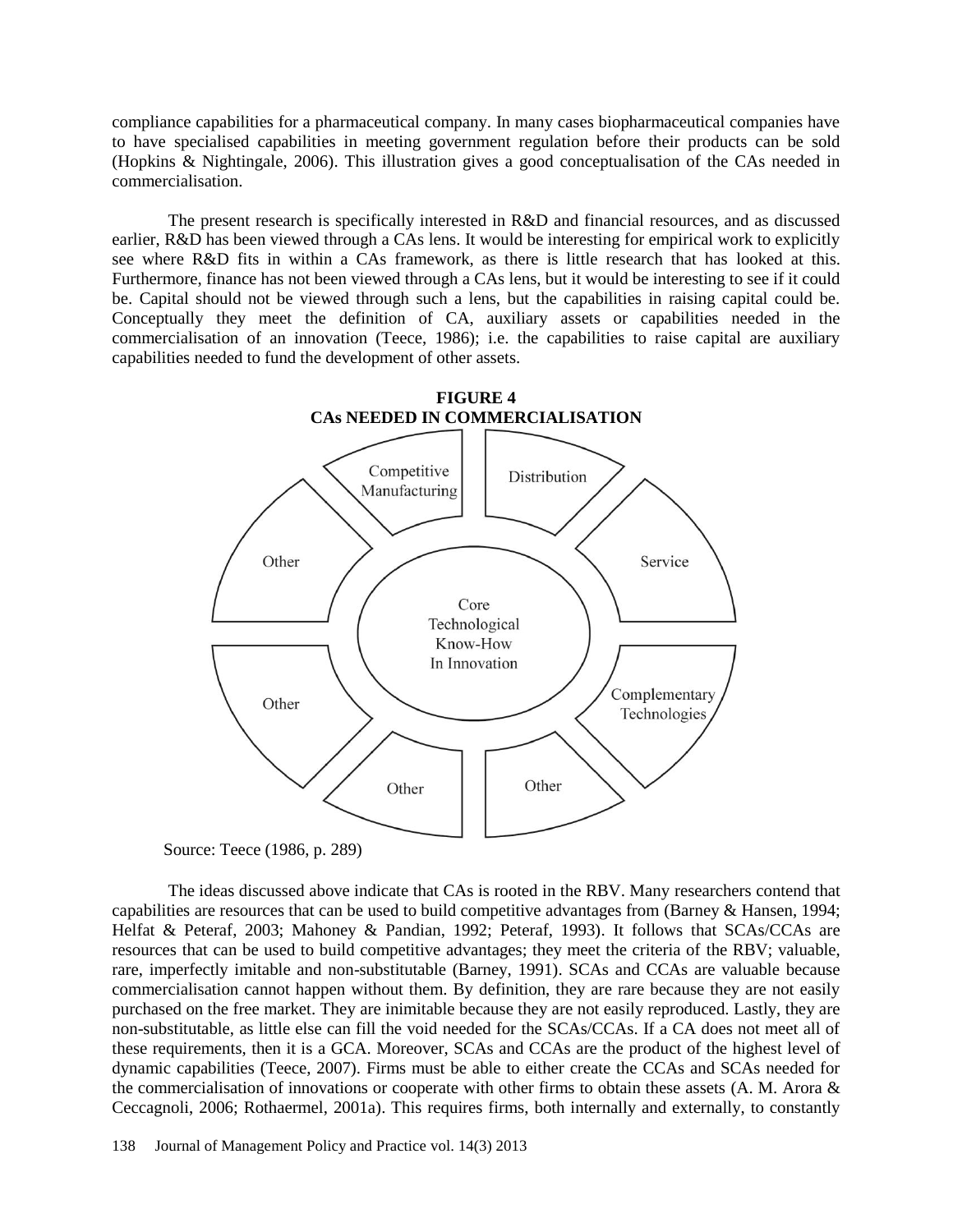compliance capabilities for a pharmaceutical company. In many cases biopharmaceutical companies have to have specialised capabilities in meeting government regulation before their products can be sold (Hopkins & Nightingale, 2006). This illustration gives a good conceptualisation of the CAs needed in commercialisation.

The present research is specifically interested in R&D and financial resources, and as discussed earlier, R&D has been viewed through a CAs lens. It would be interesting for empirical work to explicitly see where R&D fits in within a CAs framework, as there is little research that has looked at this. Furthermore, finance has not been viewed through a CAs lens, but it would be interesting to see if it could be. Capital should not be viewed through such a lens, but the capabilities in raising capital could be. Conceptually they meet the definition of CA, auxiliary assets or capabilities needed in the commercialisation of an innovation (Teece, 1986); i.e. the capabilities to raise capital are auxiliary capabilities needed to fund the development of other assets.

**FIGURE 4**
**CAs NEEDED IN COMMERCIALISATION**

Competitive Manufacturing | Distribution | Service | Complementary Technologies | Other | Other | Other | Other | Other

Core Technological Know-How In Innovation

Source: Teece (1986, p. 289)

The ideas discussed above indicate that CAs is rooted in the RBV. Many researchers contend that capabilities are resources that can be used to build competitive advantages from (Barney & Hansen, 1994; Helfat & Peteraf, 2003; Mahoney & Pandian, 1992; Peteraf, 1993). It follows that SCAs/CCAs are resources that can be used to build competitive advantages; they meet the criteria of the RBV; valuable, rare, imperfectly imitable and non-substitutable (Barney, 1991). SCAs and CCAs are valuable because commercialisation cannot happen without them. By definition, they are rare because they are not easily purchased on the free market. They are inimitable because they are not easily reproduced. Lastly, they are non-substitutable, as little else can fill the void needed for the SCAs/CCAs. If a CA does not meet all of these requirements, then it is a GCA. Moreover, SCAs and CCAs are the product of the highest level of dynamic capabilities (Teece, 2007). Firms must be able to either create the CCAs and SCAs needed for the commercialisation of innovations or cooperate with other firms to obtain these assets (A. M. Arora & Ceccagnoli, 2006; Rothaermel, 2001a). This requires firms, both internally and externally, to constantly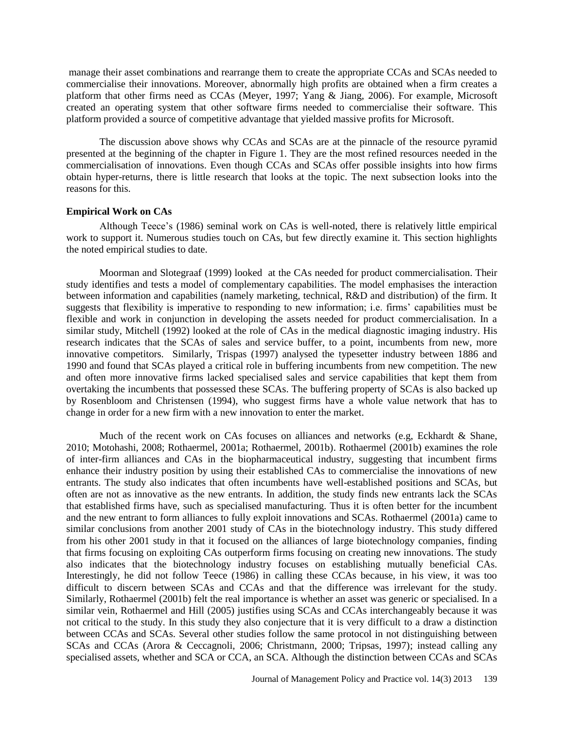manage their asset combinations and rearrange them to create the appropriate CCAs and SCAs needed to commercialise their innovations. Moreover, abnormally high profits are obtained when a firm creates a platform that other firms need as CCAs (Meyer, 1997; Yang & Jiang, 2006). For example, Microsoft created an operating system that other software firms needed to commercialise their software. This platform provided a source of competitive advantage that yielded massive profits for Microsoft.

The discussion above shows why CCAs and SCAs are at the pinnacle of the resource pyramid presented at the beginning of the chapter in Figure 1. They are the most refined resources needed in the commercialisation of innovations. Even though CCAs and SCAs offer possible insights into how firms obtain hyper-returns, there is little research that looks at the topic. The next subsection looks into the reasons for this.

**Empirical Work on CAs**

Although Teece's (1986) seminal work on CAs is well-noted, there is relatively little empirical work to support it. Numerous studies touch on CAs, but few directly examine it. This section highlights the noted empirical studies to date.

Moorman and Slotegraaf (1999) looked at the CAs needed for product commercialisation. Their study identifies and tests a model of complementary capabilities. The model emphasises the interaction between information and capabilities (namely marketing, technical, R&D and distribution) of the firm. It suggests that flexibility is imperative to responding to new information; i.e. firms' capabilities must be flexible and work in conjunction in developing the assets needed for product commercialisation. In a similar study, Mitchell (1992) looked at the role of CAs in the medical diagnostic imaging industry. His research indicates that the SCAs of sales and service buffer, to a point, incumbents from new, more innovative competitors. Similarly, Trispas (1997) analysed the typesetter industry between 1886 and 1990 and found that SCAs played a critical role in buffering incumbents from new competition. The new and often more innovative firms lacked specialised sales and service capabilities that kept them from overtaking the incumbents that possessed these SCAs. The buffering property of SCAs is also backed up by Rosenbloom and Christensen (1994), who suggest firms have a whole value network that has to change in order for a new firm with a new innovation to enter the market.

Much of the recent work on CAs focuses on alliances and networks (e.g, Eckhardt & Shane, 2010; Motohashi, 2008; Rothaermel, 2001a; Rothaermel, 2001b). Rothaermel (2001b) examines the role of inter-firm alliances and CAs in the biopharmaceutical industry, suggesting that incumbent firms enhance their industry position by using their established CAs to commercialise the innovations of new entrants. The study also indicates that often incumbents have well-established positions and SCAs, but often are not as innovative as the new entrants. In addition, the study finds new entrants lack the SCAs that established firms have, such as specialised manufacturing. Thus it is often better for the incumbent and the new entrant to form alliances to fully exploit innovations and SCAs. Rothaermel (2001a) came to similar conclusions from another 2001 study of CAs in the biotechnology industry. This study differed from his other 2001 study in that it focused on the alliances of large biotechnology companies, finding that firms focusing on exploiting CAs outperform firms focusing on creating new innovations. The study also indicates that the biotechnology industry focuses on establishing mutually beneficial CAs. Interestingly, he did not follow Teece (1986) in calling these CCAs because, in his view, it was too difficult to discern between SCAs and CCAs and that the difference was irrelevant for the study. Similarly, Rothaermel (2001b) felt the real importance is whether an asset was generic or specialised. In a similar vein, Rothaermel and Hill (2005) justifies using SCAs and CCAs interchangeably because it was not critical to the study. In this study they also conjecture that it is very difficult to a draw a distinction between CCAs and SCAs. Several other studies follow the same protocol in not distinguishing between SCAs and CCAs (Arora & Ceccagnoli, 2006; Christmann, 2000; Tripsas, 1997); instead calling any specialised assets, whether and SCA or CCA, an SCA. Although the distinction between CCAs and SCAs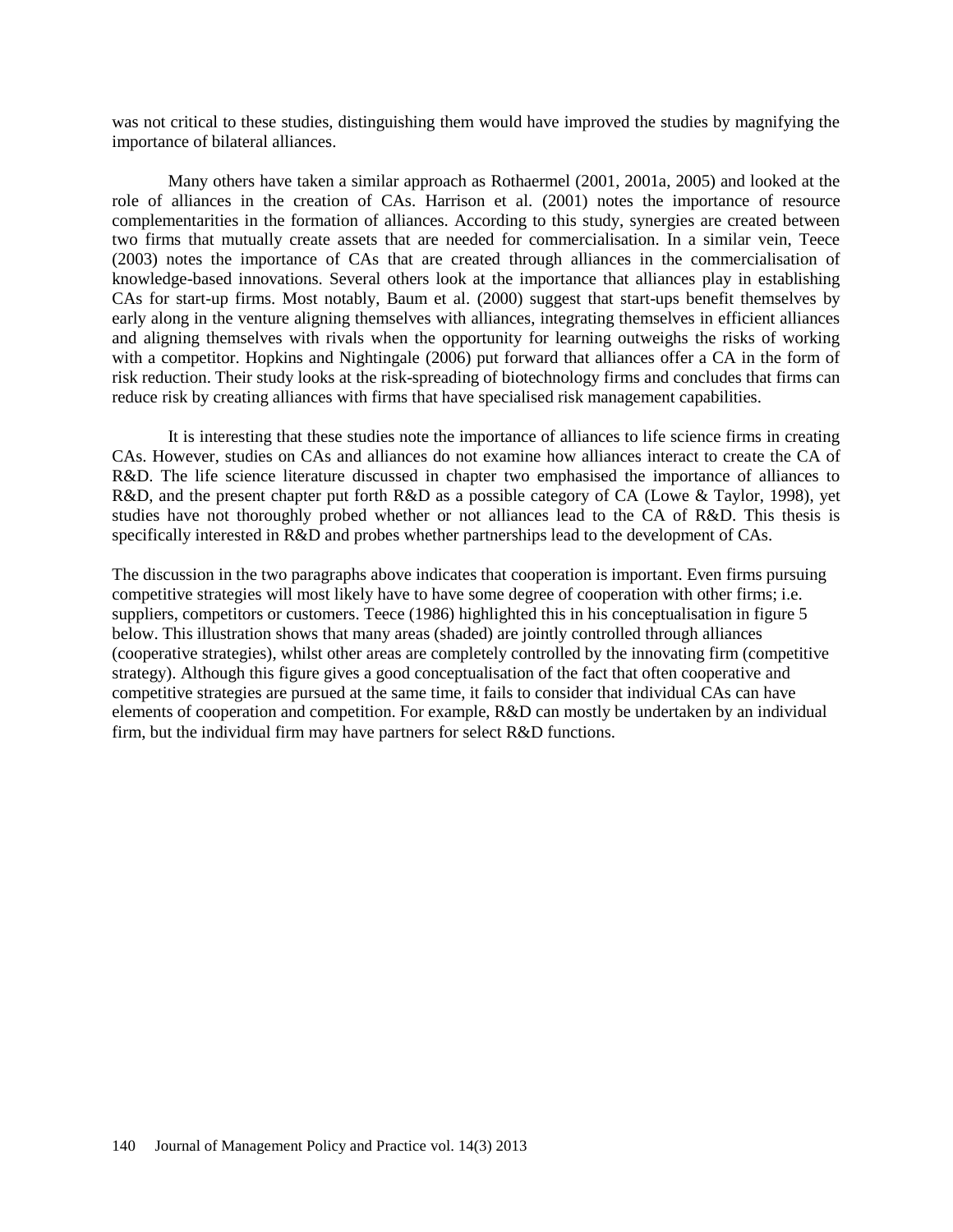was not critical to these studies, distinguishing them would have improved the studies by magnifying the importance of bilateral alliances.

Many others have taken a similar approach as Rothaermel (2001, 2001a, 2005) and looked at the role of alliances in the creation of CAs. Harrison et al. (2001) notes the importance of resource complementarities in the formation of alliances. According to this study, synergies are created between two firms that mutually create assets that are needed for commercialisation. In a similar vein, Teece (2003) notes the importance of CAs that are created through alliances in the commercialisation of knowledge-based innovations. Several others look at the importance that alliances play in establishing CAs for start-up firms. Most notably, Baum et al. (2000) suggest that start-ups benefit themselves by early along in the venture aligning themselves with alliances, integrating themselves in efficient alliances and aligning themselves with rivals when the opportunity for learning outweighs the risks of working with a competitor. Hopkins and Nightingale (2006) put forward that alliances offer a CA in the form of risk reduction. Their study looks at the risk-spreading of biotechnology firms and concludes that firms can reduce risk by creating alliances with firms that have specialised risk management capabilities.

It is interesting that these studies note the importance of alliances to life science firms in creating CAs. However, studies on CAs and alliances do not examine how alliances interact to create the CA of R&D. The life science literature discussed in chapter two emphasised the importance of alliances to R&D, and the present chapter put forth R&D as a possible category of CA (Lowe & Taylor, 1998), yet studies have not thoroughly probed whether or not alliances lead to the CA of R&D. This thesis is specifically interested in R&D and probes whether partnerships lead to the development of CAs.

The discussion in the two paragraphs above indicates that cooperation is important. Even firms pursuing competitive strategies will most likely have to have some degree of cooperation with other firms; i.e. suppliers, competitors or customers. Teece (1986) highlighted this in his conceptualisation in figure 5 below. This illustration shows that many areas (shaded) are jointly controlled through alliances (cooperative strategies), whilst other areas are completely controlled by the innovating firm (competitive strategy). Although this figure gives a good conceptualisation of the fact that often cooperative and competitive strategies are pursued at the same time, it fails to consider that individual CAs can have elements of cooperation and competition. For example, R&D can mostly be undertaken by an individual firm, but the individual firm may have partners for select R&D functions.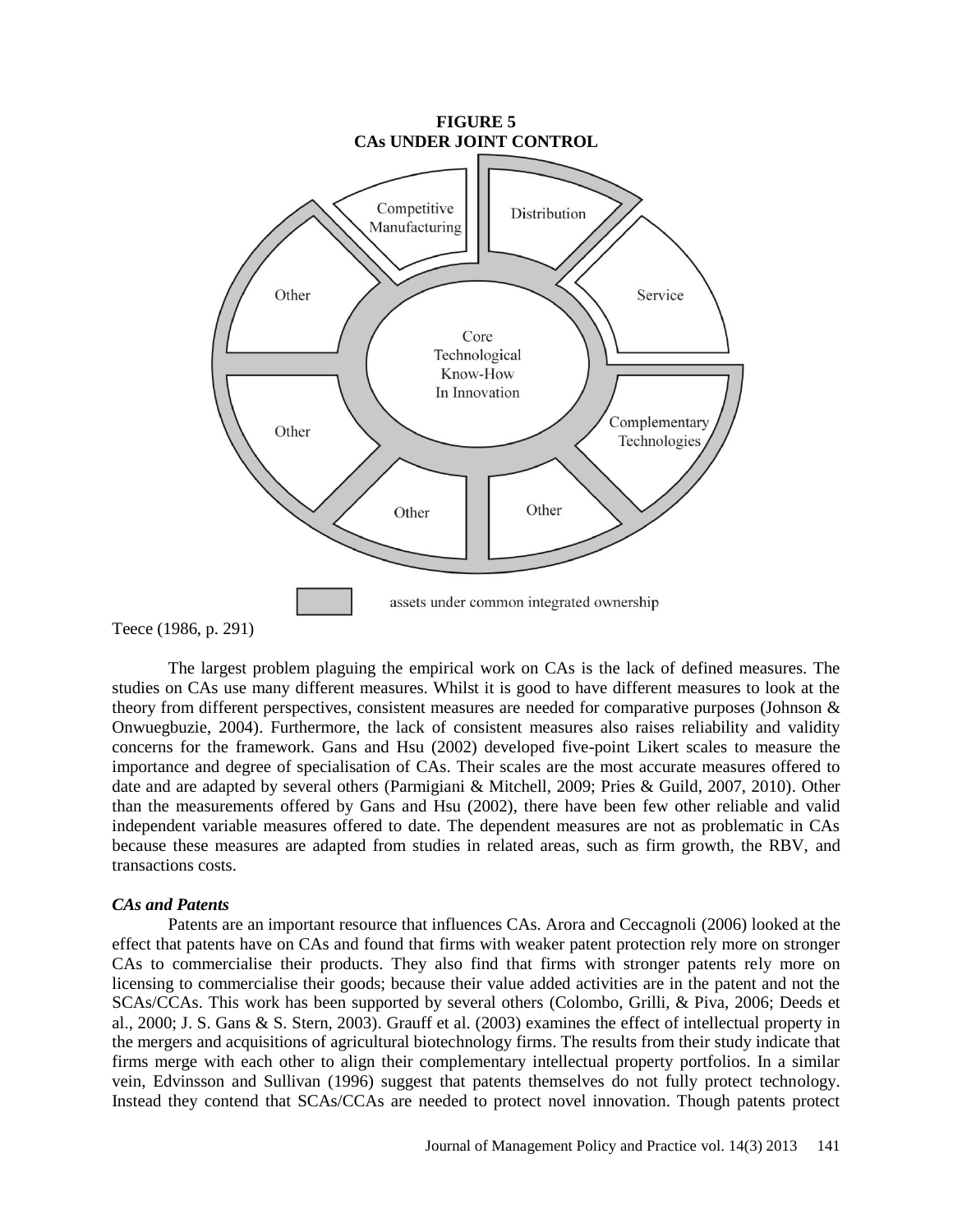**FIGURE 5**
**CAs UNDER JOINT CONTROL**

Competitive Manufacturing

Distribution

Other

Service

Core Technological Know-How In Innovation

Other

Complementary Technologies

Other

Other

assets under common integrated ownership

Teece (1986, p. 291)

The largest problem plaguing the empirical work on CAs is the lack of defined measures. The studies on CAs use many different measures. Whilst it is good to have different measures to look at the theory from different perspectives, consistent measures are needed for comparative purposes (Johnson & Onwuegbuzie, 2004). Furthermore, the lack of consistent measures also raises reliability and validity concerns for the framework. Gans and Hsu (2002) developed five-point Likert scales to measure the importance and degree of specialisation of CAs. Their scales are the most accurate measures offered to date and are adapted by several others (Parmigiani & Mitchell, 2009; Pries & Guild, 2007, 2010). Other than the measurements offered by Gans and Hsu (2002), there have been few other reliable and valid independent variable measures offered to date. The dependent measures are not as problematic in CAs because these measures are adapted from studies in related areas, such as firm growth, the RBV, and transactions costs.

### *CAs and Patents*

Patents are an important resource that influences CAs. Arora and Ceccagnoli (2006) looked at the effect that patents have on CAs and found that firms with weaker patent protection rely more on stronger CAs to commercialise their products. They also find that firms with stronger patents rely more on licensing to commercialise their goods; because their value added activities are in the patent and not the SCAs/CCAs. This work has been supported by several others (Colombo, Grilli, & Piva, 2006; Deeds et al., 2000; J. S. Gans & S. Stern, 2003). Grauff et al. (2003) examines the effect of intellectual property in the mergers and acquisitions of agricultural biotechnology firms. The results from their study indicate that firms merge with each other to align their complementary intellectual property portfolios. In a similar vein, Edvinsson and Sullivan (1996) suggest that patents themselves do not fully protect technology. Instead they contend that SCAs/CCAs are needed to protect novel innovation. Though patents protect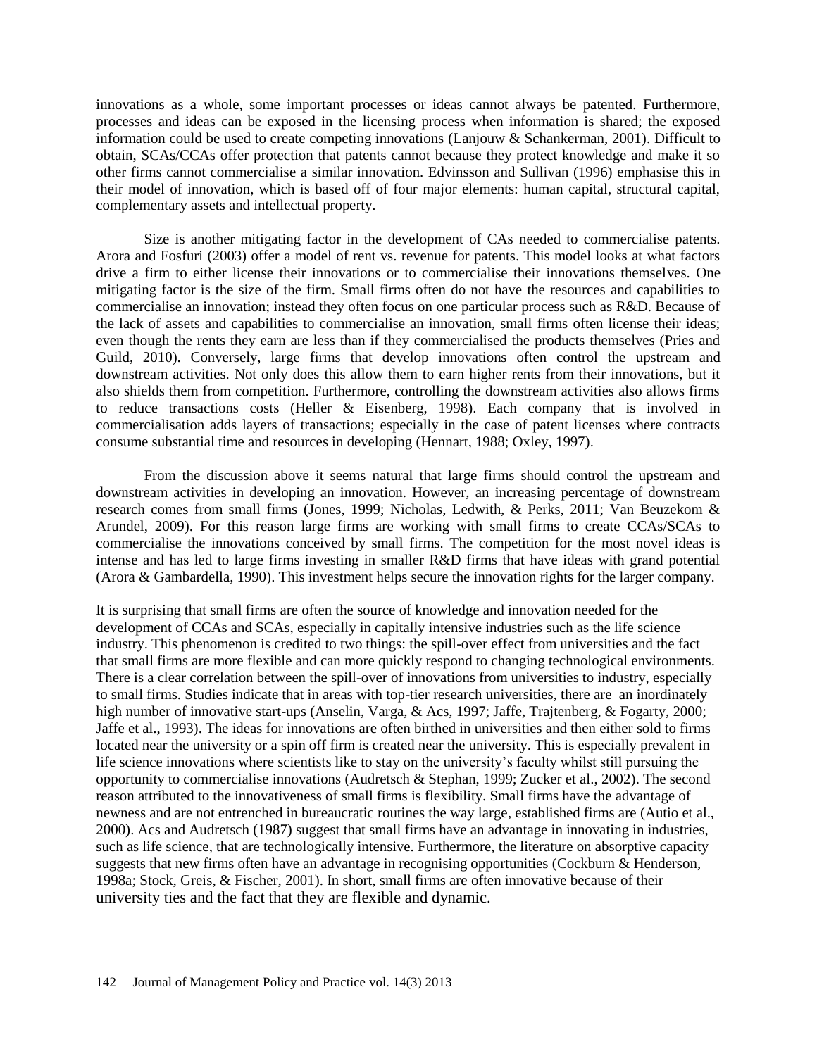innovations as a whole, some important processes or ideas cannot always be patented. Furthermore, processes and ideas can be exposed in the licensing process when information is shared; the exposed information could be used to create competing innovations (Lanjouw & Schankerman, 2001). Difficult to obtain, SCAs/CCAs offer protection that patents cannot because they protect knowledge and make it so other firms cannot commercialise a similar innovation. Edvinsson and Sullivan (1996) emphasise this in their model of innovation, which is based off of four major elements: human capital, structural capital, complementary assets and intellectual property.

Size is another mitigating factor in the development of CAs needed to commercialise patents. Arora and Fosfuri (2003) offer a model of rent vs. revenue for patents. This model looks at what factors drive a firm to either license their innovations or to commercialise their innovations themselves. One mitigating factor is the size of the firm. Small firms often do not have the resources and capabilities to commercialise an innovation; instead they often focus on one particular process such as R&D. Because of the lack of assets and capabilities to commercialise an innovation, small firms often license their ideas; even though the rents they earn are less than if they commercialised the products themselves (Pries and Guild, 2010). Conversely, large firms that develop innovations often control the upstream and downstream activities. Not only does this allow them to earn higher rents from their innovations, but it also shields them from competition. Furthermore, controlling the downstream activities also allows firms to reduce transactions costs (Heller & Eisenberg, 1998). Each company that is involved in commercialisation adds layers of transactions; especially in the case of patent licenses where contracts consume substantial time and resources in developing (Hennart, 1988; Oxley, 1997).

From the discussion above it seems natural that large firms should control the upstream and downstream activities in developing an innovation. However, an increasing percentage of downstream research comes from small firms (Jones, 1999; Nicholas, Ledwith, & Perks, 2011; Van Beuzekom & Arundel, 2009). For this reason large firms are working with small firms to create CCAs/SCAs to commercialise the innovations conceived by small firms. The competition for the most novel ideas is intense and has led to large firms investing in smaller R&D firms that have ideas with grand potential (Arora & Gambardella, 1990). This investment helps secure the innovation rights for the larger company.

It is surprising that small firms are often the source of knowledge and innovation needed for the development of CCAs and SCAs, especially in capitally intensive industries such as the life science industry. This phenomenon is credited to two things: the spill-over effect from universities and the fact that small firms are more flexible and can more quickly respond to changing technological environments. There is a clear correlation between the spill-over of innovations from universities to industry, especially to small firms. Studies indicate that in areas with top-tier research universities, there are an inordinately high number of innovative start-ups (Anselin, Varga, & Acs, 1997; Jaffe, Trajtenberg, & Fogarty, 2000; Jaffe et al., 1993). The ideas for innovations are often birthed in universities and then either sold to firms located near the university or a spin off firm is created near the university. This is especially prevalent in life science innovations where scientists like to stay on the university's faculty whilst still pursuing the opportunity to commercialise innovations (Audretsch & Stephan, 1999; Zucker et al., 2002). The second reason attributed to the innovativeness of small firms is flexibility. Small firms have the advantage of newness and are not entrenched in bureaucratic routines the way large, established firms are (Autio et al., 2000). Acs and Audretsch (1987) suggest that small firms have an advantage in innovating in industries, such as life science, that are technologically intensive. Furthermore, the literature on absorptive capacity suggests that new firms often have an advantage in recognising opportunities (Cockburn & Henderson, 1998a; Stock, Greis, & Fischer, 2001). In short, small firms are often innovative because of their university ties and the fact that they are flexible and dynamic.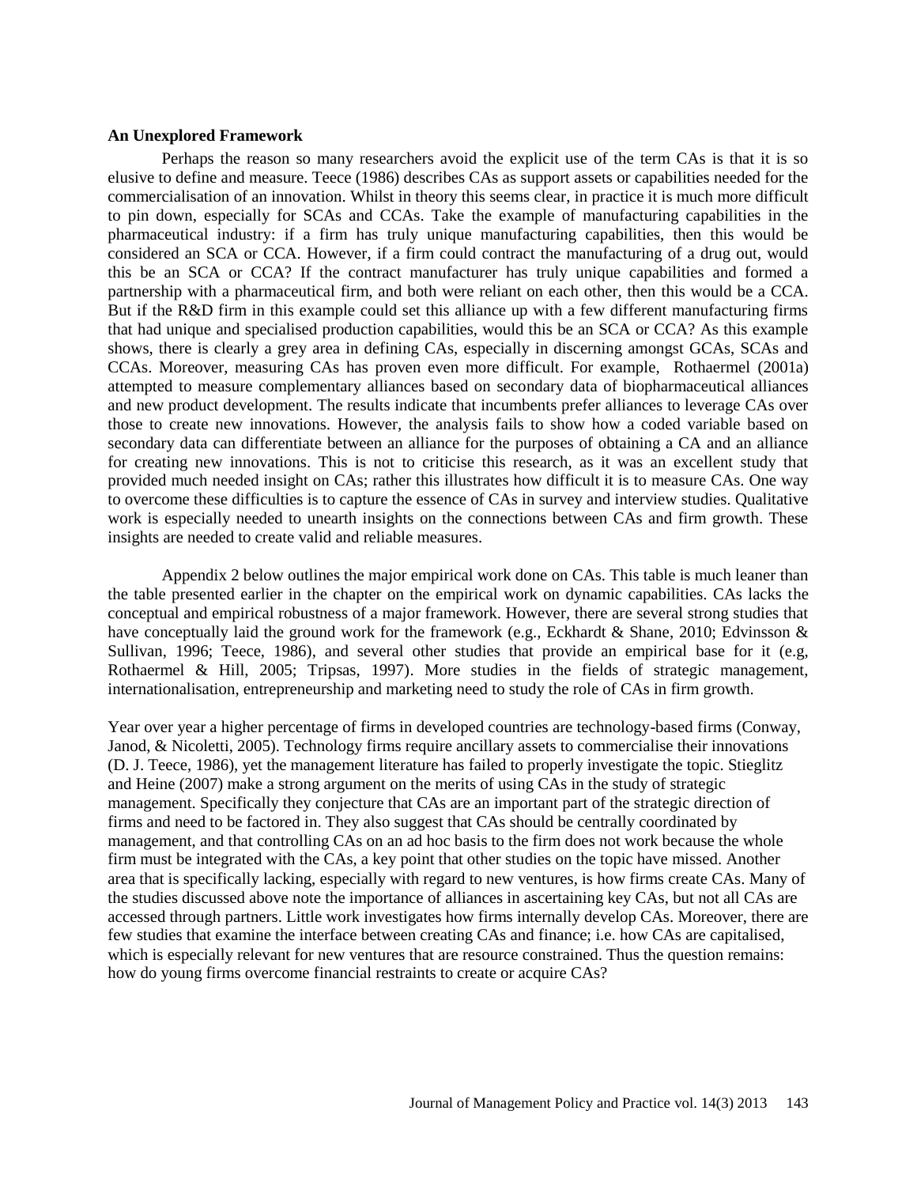**An Unexplored Framework**

Perhaps the reason so many researchers avoid the explicit use of the term CAs is that it is so elusive to define and measure. Teece (1986) describes CAs as support assets or capabilities needed for the commercialisation of an innovation. Whilst in theory this seems clear, in practice it is much more difficult to pin down, especially for SCAs and CCAs. Take the example of manufacturing capabilities in the pharmaceutical industry: if a firm has truly unique manufacturing capabilities, then this would be considered an SCA or CCA. However, if a firm could contract the manufacturing of a drug out, would this be an SCA or CCA? If the contract manufacturer has truly unique capabilities and formed a partnership with a pharmaceutical firm, and both were reliant on each other, then this would be a CCA. But if the R&D firm in this example could set this alliance up with a few different manufacturing firms that had unique and specialised production capabilities, would this be an SCA or CCA? As this example shows, there is clearly a grey area in defining CAs, especially in discerning amongst GCAs, SCAs and CCAs. Moreover, measuring CAs has proven even more difficult. For example, Rothaermel (2001a) attempted to measure complementary alliances based on secondary data of biopharmaceutical alliances and new product development. The results indicate that incumbents prefer alliances to leverage CAs over those to create new innovations. However, the analysis fails to show how a coded variable based on secondary data can differentiate between an alliance for the purposes of obtaining a CA and an alliance for creating new innovations. This is not to criticise this research, as it was an excellent study that provided much needed insight on CAs; rather this illustrates how difficult it is to measure CAs. One way to overcome these difficulties is to capture the essence of CAs in survey and interview studies. Qualitative work is especially needed to unearth insights on the connections between CAs and firm growth. These insights are needed to create valid and reliable measures.

Appendix 2 below outlines the major empirical work done on CAs. This table is much leaner than the table presented earlier in the chapter on the empirical work on dynamic capabilities. CAs lacks the conceptual and empirical robustness of a major framework. However, there are several strong studies that have conceptually laid the ground work for the framework (e.g., Eckhardt & Shane, 2010; Edvinsson & Sullivan, 1996; Teece, 1986), and several other studies that provide an empirical base for it (e.g, Rothaermel & Hill, 2005; Tripsas, 1997). More studies in the fields of strategic management, internationalisation, entrepreneurship and marketing need to study the role of CAs in firm growth.

Year over year a higher percentage of firms in developed countries are technology-based firms (Conway, Janod, & Nicoletti, 2005). Technology firms require ancillary assets to commercialise their innovations (D. J. Teece, 1986), yet the management literature has failed to properly investigate the topic. Stieglitz and Heine (2007) make a strong argument on the merits of using CAs in the study of strategic management. Specifically they conjecture that CAs are an important part of the strategic direction of firms and need to be factored in. They also suggest that CAs should be centrally coordinated by management, and that controlling CAs on an ad hoc basis to the firm does not work because the whole firm must be integrated with the CAs, a key point that other studies on the topic have missed. Another area that is specifically lacking, especially with regard to new ventures, is how firms create CAs. Many of the studies discussed above note the importance of alliances in ascertaining key CAs, but not all CAs are accessed through partners. Little work investigates how firms internally develop CAs. Moreover, there are few studies that examine the interface between creating CAs and finance; i.e. how CAs are capitalised, which is especially relevant for new ventures that are resource constrained. Thus the question remains: how do young firms overcome financial restraints to create or acquire CAs?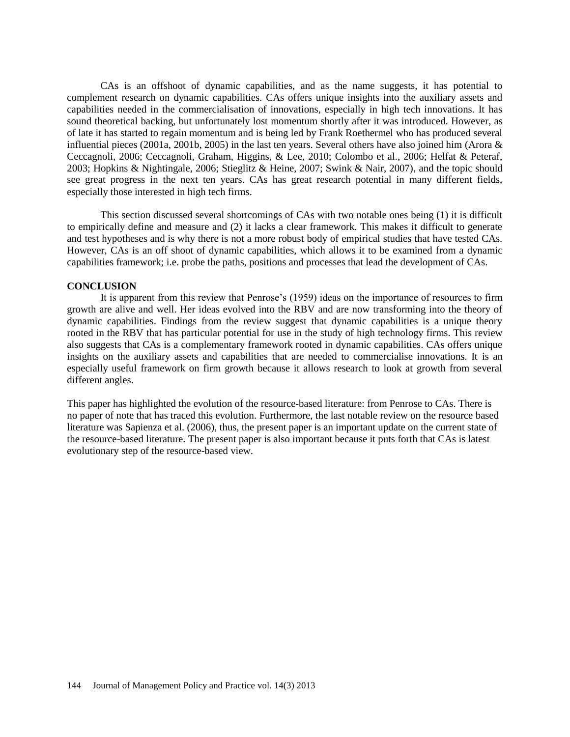CAs is an offshoot of dynamic capabilities, and as the name suggests, it has potential to complement research on dynamic capabilities. CAs offers unique insights into the auxiliary assets and capabilities needed in the commercialisation of innovations, especially in high tech innovations. It has sound theoretical backing, but unfortunately lost momentum shortly after it was introduced. However, as of late it has started to regain momentum and is being led by Frank Roethermel who has produced several influential pieces (2001a, 2001b, 2005) in the last ten years. Several others have also joined him (Arora & Ceccagnoli, 2006; Ceccagnoli, Graham, Higgins, & Lee, 2010; Colombo et al., 2006; Helfat & Peteraf, 2003; Hopkins & Nightingale, 2006; Stieglitz & Heine, 2007; Swink & Nair, 2007), and the topic should see great progress in the next ten years. CAs has great research potential in many different fields, especially those interested in high tech firms.

This section discussed several shortcomings of CAs with two notable ones being (1) it is difficult to empirically define and measure and (2) it lacks a clear framework. This makes it difficult to generate and test hypotheses and is why there is not a more robust body of empirical studies that have tested CAs. However, CAs is an off shoot of dynamic capabilities, which allows it to be examined from a dynamic capabilities framework; i.e. probe the paths, positions and processes that lead the development of CAs.

**CONCLUSION**

It is apparent from this review that Penrose's (1959) ideas on the importance of resources to firm growth are alive and well. Her ideas evolved into the RBV and are now transforming into the theory of dynamic capabilities. Findings from the review suggest that dynamic capabilities is a unique theory rooted in the RBV that has particular potential for use in the study of high technology firms. This review also suggests that CAs is a complementary framework rooted in dynamic capabilities. CAs offers unique insights on the auxiliary assets and capabilities that are needed to commercialise innovations. It is an especially useful framework on firm growth because it allows research to look at growth from several different angles.

This paper has highlighted the evolution of the resource-based literature: from Penrose to CAs. There is no paper of note that has traced this evolution. Furthermore, the last notable review on the resource based literature was Sapienza et al. (2006), thus, the present paper is an important update on the current state of the resource-based literature. The present paper is also important because it puts forth that CAs is latest evolutionary step of the resource-based view.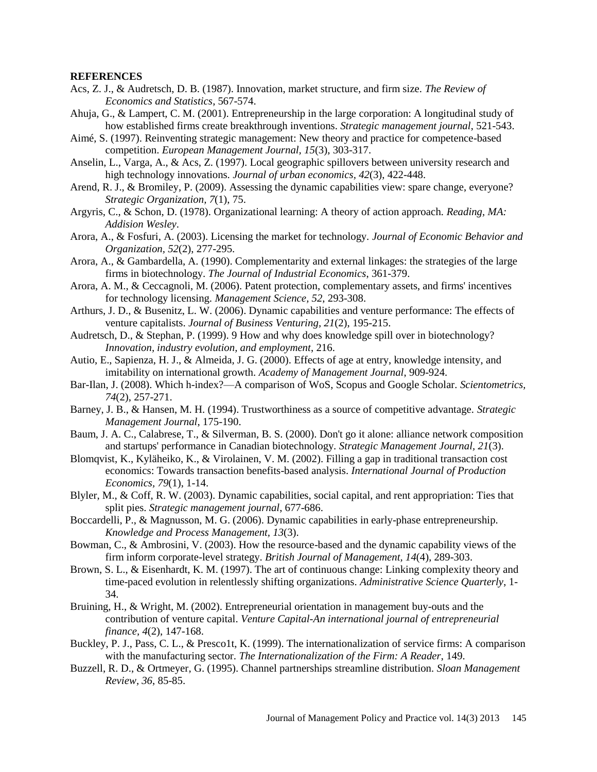**REFERENCES**

Acs, Z. J., & Audretsch, D. B. (1987). Innovation, market structure, and firm size. *The Review of Economics and Statistics*, 567-574.

Ahuja, G., & Lampert, C. M. (2001). Entrepreneurship in the large corporation: A longitudinal study of how established firms create breakthrough inventions. *Strategic management journal*, 521-543.

Aimé, S. (1997). Reinventing strategic management: New theory and practice for competence-based competition. *European Management Journal, 15*(3), 303-317.

Anselin, L., Varga, A., & Acs, Z. (1997). Local geographic spillovers between university research and high technology innovations. *Journal of urban economics*, *42*(3), 422-448.

Arend, R. J., & Bromiley, P. (2009). Assessing the dynamic capabilities view: spare change, everyone? *Strategic Organization, 7*(1), 75.

Argyris, C., & Schon, D. (1978). Organizational learning: A theory of action approach. *Reading, MA: Addision Wesley*.

Arora, A., & Fosfuri, A. (2003). Licensing the market for technology. *Journal of Economic Behavior and Organization, 52*(2), 277-295.

Arora, A., & Gambardella, A. (1990). Complementarity and external linkages: the strategies of the large firms in biotechnology. *The Journal of Industrial Economics*, 361-379.

Arora, A. M., & Ceccagnoli, M. (2006). Patent protection, complementary assets, and firms' incentives for technology licensing. *Management Science, 52*, 293-308.

Arthurs, J. D., & Busenitz, L. W. (2006). Dynamic capabilities and venture performance: The effects of venture capitalists. *Journal of Business Venturing*, *21*(2), 195-215.

Audretsch, D., & Stephan, P. (1999). 9 How and why does knowledge spill over in biotechnology? *Innovation, industry evolution, and employment*, 216.

Autio, E., Sapienza, H. J., & Almeida, J. G. (2000). Effects of age at entry, knowledge intensity, and imitability on international growth. *Academy of Management Journal*, 909-924.

Bar-Ilan, J. (2008). Which h-index?—A comparison of WoS, Scopus and Google Scholar. *Scientometrics, 74*(2), 257-271.

Barney, J. B., & Hansen, M. H. (1994). Trustworthiness as a source of competitive advantage. *Strategic Management Journal*, 175-190.

Baum, J. A. C., Calabrese, T., & Silverman, B. S. (2000). Don't go it alone: alliance network composition and startups' performance in Canadian biotechnology. *Strategic Management Journal, 21*(3).

Blomqvist, K., Kyläheiko, K., & Virolainen, V. M. (2002). Filling a gap in traditional transaction cost economics: Towards transaction benefits-based analysis. *International Journal of Production Economics, 79*(1), 1-14.

Blyler, M., & Coff, R. W. (2003). Dynamic capabilities, social capital, and rent appropriation: Ties that split pies. *Strategic management journal*, 677-686.

Boccardelli, P., & Magnusson, M. G. (2006). Dynamic capabilities in early-phase entrepreneurship. *Knowledge and Process Management, 13*(3).

Bowman, C., & Ambrosini, V. (2003). How the resource-based and the dynamic capability views of the firm inform corporate-level strategy. *British Journal of Management, 14*(4), 289-303.

Brown, S. L., & Eisenhardt, K. M. (1997). The art of continuous change: Linking complexity theory and time-paced evolution in relentlessly shifting organizations. *Administrative Science Quarterly,* 1-34.

Bruining, H., & Wright, M. (2002). Entrepreneurial orientation in management buy-outs and the contribution of venture capital. *Venture Capital-An international journal of entrepreneurial finance, 4*(2), 147-168.

Buckley, P. J., Pass, C. L., & Presco1t, K. (1999). The internationalization of service firms: A comparison with the manufacturing sector. *The Internationalization of the Firm: A Reader*, 149.

Buzzell, R. D., & Ortmeyer, G. (1995). Channel partnerships streamline distribution. *Sloan Management Review, 36*, 85-85.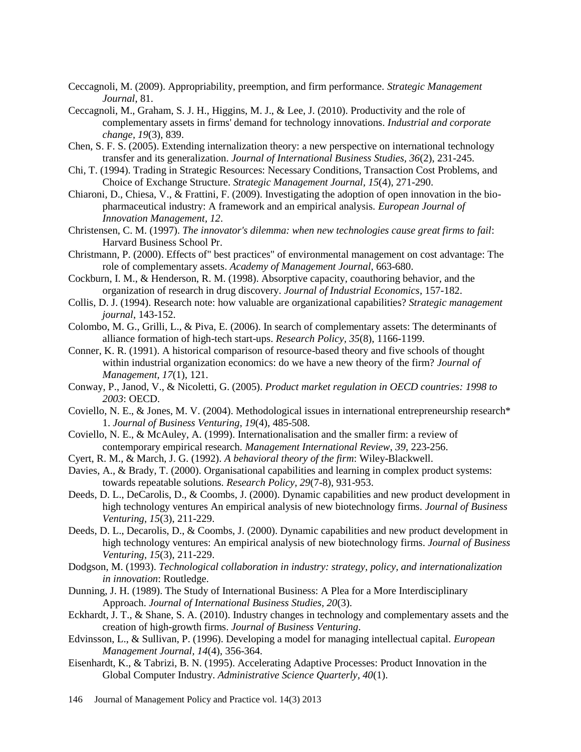Ceccagnoli, M. (2009). Appropriability, preemption, and firm performance. *Strategic Management Journal*, 81.

Ceccagnoli, M., Graham, S. J. H., Higgins, M. J., & Lee, J. (2010). Productivity and the role of complementary assets in firms' demand for technology innovations. *Industrial and corporate change, 19*(3), 839.

Chen, S. F. S. (2005). Extending internalization theory: a new perspective on international technology transfer and its generalization. *Journal of International Business Studies, 36*(2), 231-245.

Chi, T. (1994). Trading in Strategic Resources: Necessary Conditions, Transaction Cost Problems, and Choice of Exchange Structure. *Strategic Management Journal, 15*(4), 271-290.

Chiaroni, D., Chiesa, V., & Frattini, F. (2009). Investigating the adoption of open innovation in the bio-pharmaceutical industry: A framework and an empirical analysis. *European Journal of Innovation Management, 12*.

Christensen, C. M. (1997). *The innovator's dilemma: when new technologies cause great firms to fail*: Harvard Business School Pr.

Christmann, P. (2000). Effects of" best practices" of environmental management on cost advantage: The role of complementary assets. *Academy of Management Journal*, 663-680.

Cockburn, I. M., & Henderson, R. M. (1998). Absorptive capacity, coauthoring behavior, and the organization of research in drug discovery. *Journal of Industrial Economics*, 157-182.

Collis, D. J. (1994). Research note: how valuable are organizational capabilities? *Strategic management journal*, 143-152.

Colombo, M. G., Grilli, L., & Piva, E. (2006). In search of complementary assets: The determinants of alliance formation of high-tech start-ups. *Research Policy, 35*(8), 1166-1199.

Conner, K. R. (1991). A historical comparison of resource-based theory and five schools of thought within industrial organization economics: do we have a new theory of the firm? *Journal of Management, 17*(1), 121.

Conway, P., Janod, V., & Nicoletti, G. (2005). *Product market regulation in OECD countries: 1998 to 2003*: OECD.

Coviello, N. E., & Jones, M. V. (2004). Methodological issues in international entrepreneurship research* 1. *Journal of Business Venturing, 19*(4), 485-508.

Coviello, N. E., & McAuley, A. (1999). Internationalisation and the smaller firm: a review of contemporary empirical research. *Management International Review, 39*, 223-256.

Cyert, R. M., & March, J. G. (1992). *A behavioral theory of the firm*: Wiley-Blackwell.

Davies, A., & Brady, T. (2000). Organisational capabilities and learning in complex product systems: towards repeatable solutions. *Research Policy, 29*(7-8), 931-953.

Deeds, D. L., DeCarolis, D., & Coombs, J. (2000). Dynamic capabilities and new product development in high technology ventures An empirical analysis of new biotechnology firms. *Journal of Business Venturing, 15*(3), 211-229.

Deeds, D. L., Decarolis, D., & Coombs, J. (2000). Dynamic capabilities and new product development in high technology ventures: An empirical analysis of new biotechnology firms. *Journal of Business Venturing, 15*(3), 211-229.

Dodgson, M. (1993). *Technological collaboration in industry: strategy, policy, and internationalization in innovation*: Routledge.

Dunning, J. H. (1989). The Study of International Business: A Plea for a More Interdisciplinary Approach. *Journal of International Business Studies, 20*(3).

Eckhardt, J. T., & Shane, S. A. (2010). Industry changes in technology and complementary assets and the creation of high-growth firms. *Journal of Business Venturing*.

Edvinsson, L., & Sullivan, P. (1996). Developing a model for managing intellectual capital. *European Management Journal, 14*(4), 356-364.

Eisenhardt, K., & Tabrizi, B. N. (1995). Accelerating Adaptive Processes: Product Innovation in the Global Computer Industry. *Administrative Science Quarterly, 40*(1).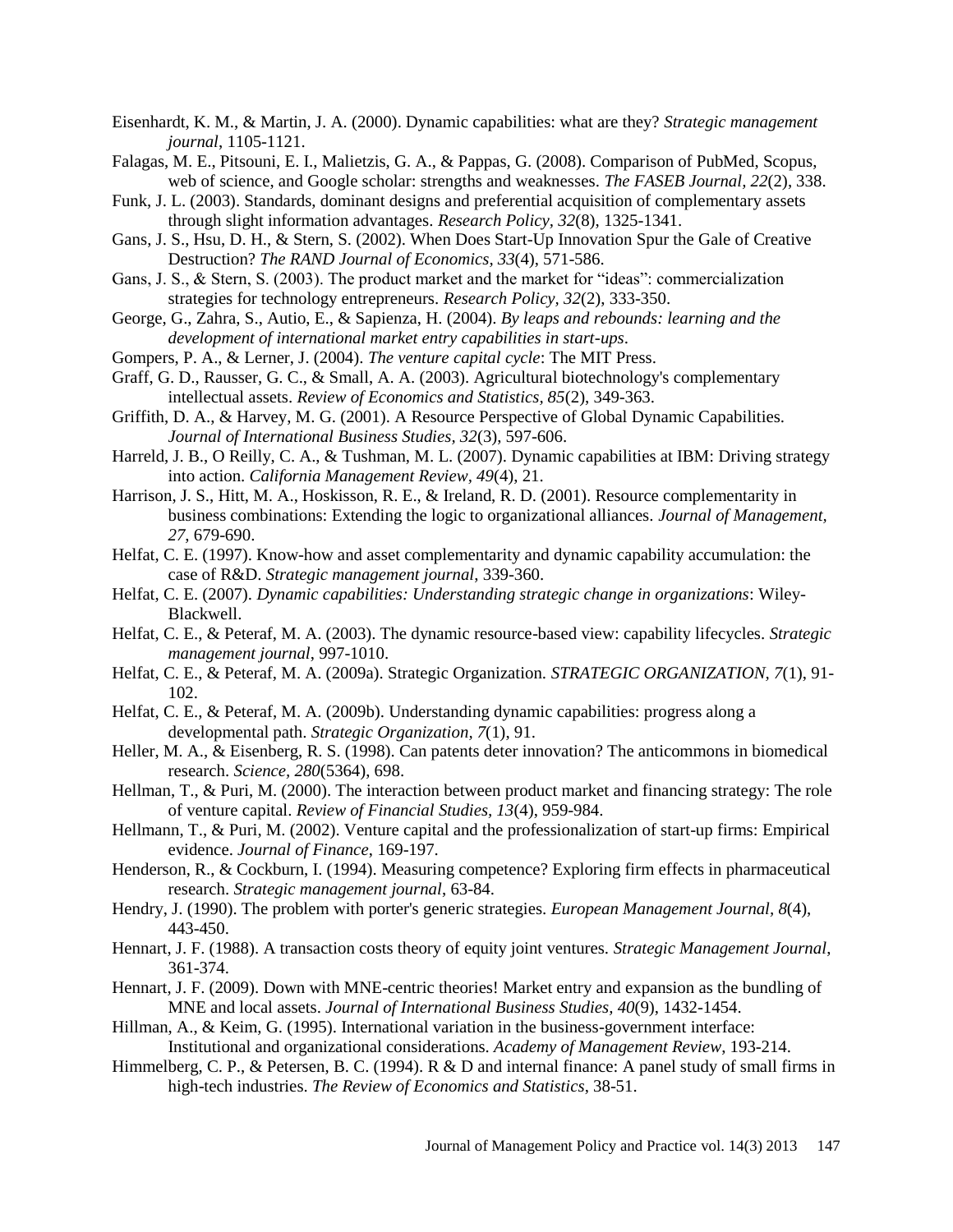Eisenhardt, K. M., & Martin, J. A. (2000). Dynamic capabilities: what are they? *Strategic management journal*, 1105-1121.

Falagas, M. E., Pitsouni, E. I., Malietzis, G. A., & Pappas, G. (2008). Comparison of PubMed, Scopus, web of science, and Google scholar: strengths and weaknesses. *The FASEB Journal, 22*(2), 338.

Funk, J. L. (2003). Standards, dominant designs and preferential acquisition of complementary assets through slight information advantages. *Research Policy, 32*(8), 1325-1341.

Gans, J. S., Hsu, D. H., & Stern, S. (2002). When Does Start-Up Innovation Spur the Gale of Creative Destruction? *The RAND Journal of Economics, 33*(4), 571-586.

Gans, J. S., & Stern, S. (2003). The product market and the market for "ideas": commercialization strategies for technology entrepreneurs. *Research Policy, 32*(2), 333-350.

George, G., Zahra, S., Autio, E., & Sapienza, H. (2004). *By leaps and rebounds: learning and the development of international market entry capabilities in start-ups*.

Gompers, P. A., & Lerner, J. (2004). *The venture capital cycle*: The MIT Press.

Graff, G. D., Rausser, G. C., & Small, A. A. (2003). Agricultural biotechnology's complementary intellectual assets. *Review of Economics and Statistics, 85*(2), 349-363.

Griffith, D. A., & Harvey, M. G. (2001). A Resource Perspective of Global Dynamic Capabilities. *Journal of International Business Studies, 32*(3), 597-606.

Harreld, J. B., O Reilly, C. A., & Tushman, M. L. (2007). Dynamic capabilities at IBM: Driving strategy into action. *California Management Review, 49*(4), 21.

Harrison, J. S., Hitt, M. A., Hoskisson, R. E., & Ireland, R. D. (2001). Resource complementarity in business combinations: Extending the logic to organizational alliances. *Journal of Management, 27*, 679-690.

Helfat, C. E. (1997). Know-how and asset complementarity and dynamic capability accumulation: the case of R&D. *Strategic management journal*, 339-360.

Helfat, C. E. (2007). *Dynamic capabilities: Understanding strategic change in organizations*: Wiley-Blackwell.

Helfat, C. E., & Peteraf, M. A. (2003). The dynamic resource-based view: capability lifecycles. *Strategic management journal*, 997-1010.

Helfat, C. E., & Peteraf, M. A. (2009a). Strategic Organization. *STRATEGIC ORGANIZATION, 7*(1), 91-102.

Helfat, C. E., & Peteraf, M. A. (2009b). Understanding dynamic capabilities: progress along a developmental path. *Strategic Organization, 7*(1), 91.

Heller, M. A., & Eisenberg, R. S. (1998). Can patents deter innovation? The anticommons in biomedical research. *Science, 280*(5364), 698.

Hellman, T., & Puri, M. (2000). The interaction between product market and financing strategy: The role of venture capital. *Review of Financial Studies, 13*(4), 959-984.

Hellmann, T., & Puri, M. (2002). Venture capital and the professionalization of start-up firms: Empirical evidence. *Journal of Finance*, 169-197.

Henderson, R., & Cockburn, I. (1994). Measuring competence? Exploring firm effects in pharmaceutical research. *Strategic management journal*, 63-84.

Hendry, J. (1990). The problem with porter's generic strategies. *European Management Journal, 8*(4), 443-450.

Hennart, J. F. (1988). A transaction costs theory of equity joint ventures. *Strategic Management Journal*, 361-374.

Hennart, J. F. (2009). Down with MNE-centric theories! Market entry and expansion as the bundling of MNE and local assets. *Journal of International Business Studies, 40*(9), 1432-1454.

Hillman, A., & Keim, G. (1995). International variation in the business-government interface: Institutional and organizational considerations. *Academy of Management Review*, 193-214.

Himmelberg, C. P., & Petersen, B. C. (1994). R & D and internal finance: A panel study of small firms in high-tech industries. *The Review of Economics and Statistics*, 38-51.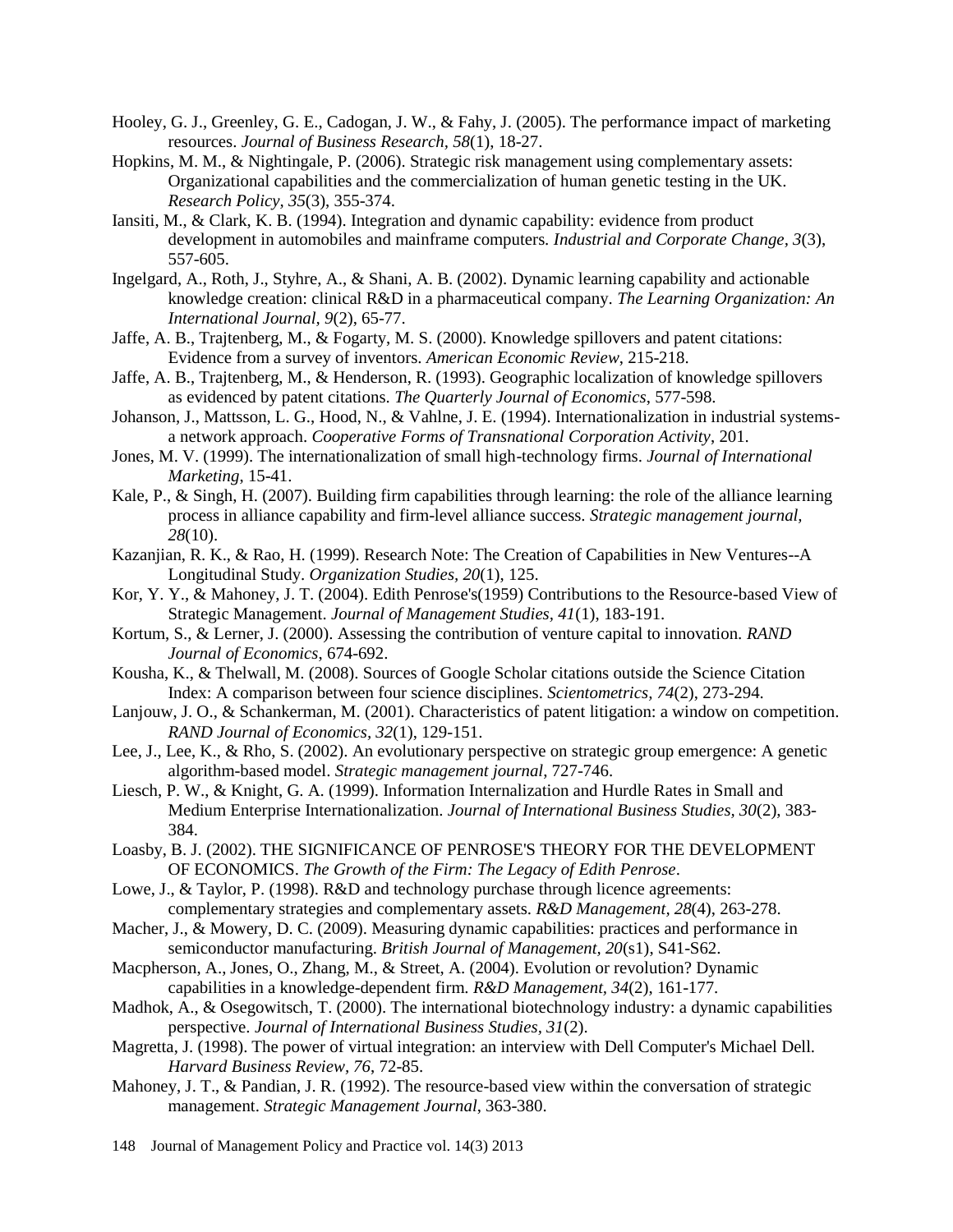Hooley, G. J., Greenley, G. E., Cadogan, J. W., & Fahy, J. (2005). The performance impact of marketing resources. *Journal of Business Research, 58*(1), 18-27.

Hopkins, M. M., & Nightingale, P. (2006). Strategic risk management using complementary assets: Organizational capabilities and the commercialization of human genetic testing in the UK. *Research Policy, 35*(3), 355-374.

Iansiti, M., & Clark, K. B. (1994). Integration and dynamic capability: evidence from product development in automobiles and mainframe computers. *Industrial and Corporate Change, 3*(3), 557-605.

Ingelgard, A., Roth, J., Styhre, A., & Shani, A. B. (2002). Dynamic learning capability and actionable knowledge creation: clinical R&D in a pharmaceutical company. *The Learning Organization: An International Journal, 9*(2), 65-77.

Jaffe, A. B., Trajtenberg, M., & Fogarty, M. S. (2000). Knowledge spillovers and patent citations: Evidence from a survey of inventors. *American Economic Review*, 215-218.

Jaffe, A. B., Trajtenberg, M., & Henderson, R. (1993). Geographic localization of knowledge spillovers as evidenced by patent citations. *The Quarterly Journal of Economics*, 577-598.

Johanson, J., Mattsson, L. G., Hood, N., & Vahlne, J. E. (1994). Internationalization in industrial systems-a network approach. *Cooperative Forms of Transnational Corporation Activity*, 201.

Jones, M. V. (1999). The internationalization of small high-technology firms. *Journal of International Marketing*, 15-41.

Kale, P., & Singh, H. (2007). Building firm capabilities through learning: the role of the alliance learning process in alliance capability and firm-level alliance success. *Strategic management journal, 28*(10).

Kazanjian, R. K., & Rao, H. (1999). Research Note: The Creation of Capabilities in New Ventures--A Longitudinal Study. *Organization Studies, 20*(1), 125.

Kor, Y. Y., & Mahoney, J. T. (2004). Edith Penrose's(1959) Contributions to the Resource-based View of Strategic Management. *Journal of Management Studies, 41*(1), 183-191.

Kortum, S., & Lerner, J. (2000). Assessing the contribution of venture capital to innovation. *RAND Journal of Economics*, 674-692.

Kousha, K., & Thelwall, M. (2008). Sources of Google Scholar citations outside the Science Citation Index: A comparison between four science disciplines. *Scientometrics, 74*(2), 273-294.

Lanjouw, J. O., & Schankerman, M. (2001). Characteristics of patent litigation: a window on competition. *RAND Journal of Economics, 32*(1), 129-151.

Lee, J., Lee, K., & Rho, S. (2002). An evolutionary perspective on strategic group emergence: A genetic algorithm-based model. *Strategic management journal*, 727-746.

Liesch, P. W., & Knight, G. A. (1999). Information Internalization and Hurdle Rates in Small and Medium Enterprise Internationalization. *Journal of International Business Studies, 30*(2), 383-384.

Loasby, B. J. (2002). THE SIGNIFICANCE OF PENROSE'S THEORY FOR THE DEVELOPMENT OF ECONOMICS. *The Growth of the Firm: The Legacy of Edith Penrose*.

Lowe, J., & Taylor, P. (1998). R&D and technology purchase through licence agreements: complementary strategies and complementary assets. *R&D Management, 28*(4), 263-278.

Macher, J., & Mowery, D. C. (2009). Measuring dynamic capabilities: practices and performance in semiconductor manufacturing. *British Journal of Management, 20*(s1), S41-S62.

Macpherson, A., Jones, O., Zhang, M., & Street, A. (2004). Evolution or revolution? Dynamic capabilities in a knowledge-dependent firm. *R&D Management, 34*(2), 161-177.

Madhok, A., & Osegowitsch, T. (2000). The international biotechnology industry: a dynamic capabilities perspective. *Journal of International Business Studies, 31*(2).

Magretta, J. (1998). The power of virtual integration: an interview with Dell Computer's Michael Dell. *Harvard Business Review, 76*, 72-85.

Mahoney, J. T., & Pandian, J. R. (1992). The resource-based view within the conversation of strategic management. *Strategic Management Journal*, 363-380.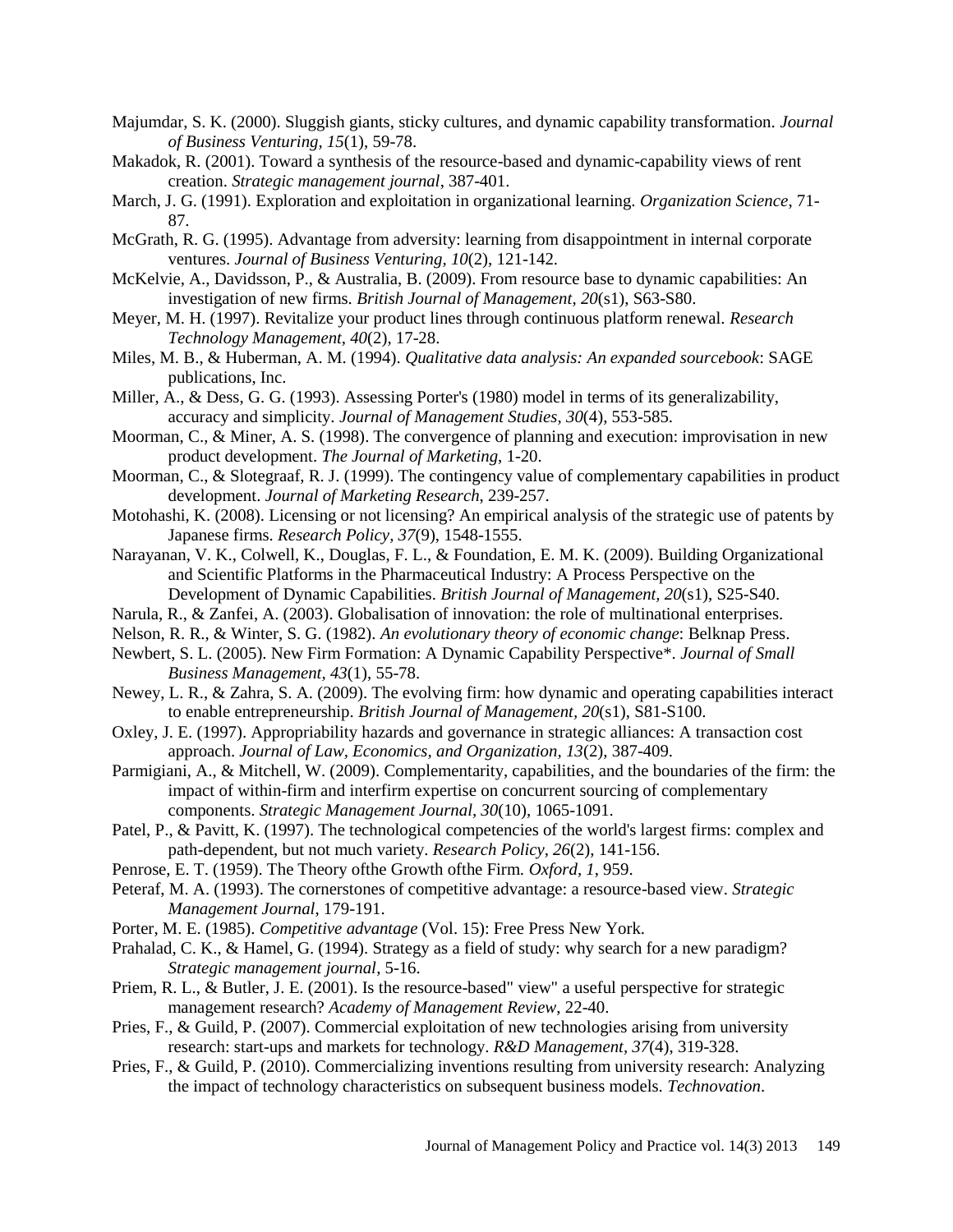Majumdar, S. K. (2000). Sluggish giants, sticky cultures, and dynamic capability transformation. *Journal of Business Venturing, 15*(1), 59-78.

Makadok, R. (2001). Toward a synthesis of the resource-based and dynamic-capability views of rent creation. *Strategic management journal*, 387-401.

March, J. G. (1991). Exploration and exploitation in organizational learning. *Organization Science*, 71-87.

McGrath, R. G. (1995). Advantage from adversity: learning from disappointment in internal corporate ventures. *Journal of Business Venturing, 10*(2), 121-142.

McKelvie, A., Davidsson, P., & Australia, B. (2009). From resource base to dynamic capabilities: An investigation of new firms. *British Journal of Management, 20*(s1), S63-S80.

Meyer, M. H. (1997). Revitalize your product lines through continuous platform renewal. *Research Technology Management, 40*(2), 17-28.

Miles, M. B., & Huberman, A. M. (1994). *Qualitative data analysis: An expanded sourcebook*: SAGE publications, Inc.

Miller, A., & Dess, G. G. (1993). Assessing Porter's (1980) model in terms of its generalizability, accuracy and simplicity. *Journal of Management Studies, 30*(4), 553-585.

Moorman, C., & Miner, A. S. (1998). The convergence of planning and execution: improvisation in new product development. *The Journal of Marketing*, 1-20.

Moorman, C., & Slotegraaf, R. J. (1999). The contingency value of complementary capabilities in product development. *Journal of Marketing Research*, 239-257.

Motohashi, K. (2008). Licensing or not licensing? An empirical analysis of the strategic use of patents by Japanese firms. *Research Policy, 37*(9), 1548-1555.

Narayanan, V. K., Colwell, K., Douglas, F. L., & Foundation, E. M. K. (2009). Building Organizational and Scientific Platforms in the Pharmaceutical Industry: A Process Perspective on the Development of Dynamic Capabilities. *British Journal of Management, 20*(s1), S25-S40.

Narula, R., & Zanfei, A. (2003). Globalisation of innovation: the role of multinational enterprises.

Nelson, R. R., & Winter, S. G. (1982). *An evolutionary theory of economic change*: Belknap Press.

Newbert, S. L. (2005). New Firm Formation: A Dynamic Capability Perspective*. *Journal of Small Business Management, 43*(1), 55-78.

Newey, L. R., & Zahra, S. A. (2009). The evolving firm: how dynamic and operating capabilities interact to enable entrepreneurship. *British Journal of Management, 20*(s1), S81-S100.

Oxley, J. E. (1997). Appropriability hazards and governance in strategic alliances: A transaction cost approach. *Journal of Law, Economics, and Organization, 13*(2), 387-409.

Parmigiani, A., & Mitchell, W. (2009). Complementarity, capabilities, and the boundaries of the firm: the impact of within-firm and interfirm expertise on concurrent sourcing of complementary components. *Strategic Management Journal, 30*(10), 1065-1091.

Patel, P., & Pavitt, K. (1997). The technological competencies of the world's largest firms: complex and path-dependent, but not much variety. *Research Policy, 26*(2), 141-156.

Penrose, E. T. (1959). The Theory ofthe Growth ofthe Firm. *Oxford, 1*, 959.

Peteraf, M. A. (1993). The cornerstones of competitive advantage: a resource-based view. *Strategic Management Journal*, 179-191.

Porter, M. E. (1985). *Competitive advantage* (Vol. 15): Free Press New York.

Prahalad, C. K., & Hamel, G. (1994). Strategy as a field of study: why search for a new paradigm? *Strategic management journal*, 5-16.

Priem, R. L., & Butler, J. E. (2001). Is the resource-based" view" a useful perspective for strategic management research? *Academy of Management Review*, 22-40.

Pries, F., & Guild, P. (2007). Commercial exploitation of new technologies arising from university research: start-ups and markets for technology. *R&D Management, 37*(4), 319-328.

Pries, F., & Guild, P. (2010). Commercializing inventions resulting from university research: Analyzing the impact of technology characteristics on subsequent business models. *Technovation*.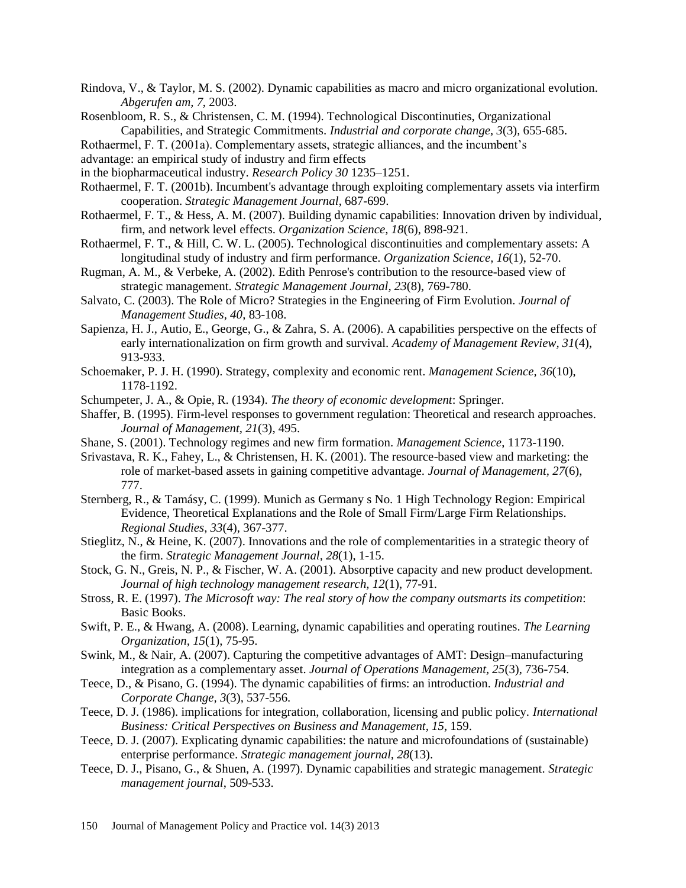Rindova, V., & Taylor, M. S. (2002). Dynamic capabilities as macro and micro organizational evolution. *Abgerufen am, 7*, 2003.

Rosenbloom, R. S., & Christensen, C. M. (1994). Technological Discontinuties, Organizational Capabilities, and Strategic Commitments. *Industrial and corporate change, 3*(3), 655-685.

Rothaermel, F. T. (2001a). Complementary assets, strategic alliances, and the incumbent's advantage: an empirical study of industry and firm effects in the biopharmaceutical industry. *Research Policy 30* 1235–1251.

Rothaermel, F. T. (2001b). Incumbent's advantage through exploiting complementary assets via interfirm cooperation. *Strategic Management Journal*, 687-699.

Rothaermel, F. T., & Hess, A. M. (2007). Building dynamic capabilities: Innovation driven by individual, firm, and network level effects. *Organization Science, 18*(6), 898-921.

Rothaermel, F. T., & Hill, C. W. L. (2005). Technological discontinuities and complementary assets: A longitudinal study of industry and firm performance. *Organization Science, 16*(1), 52-70.

Rugman, A. M., & Verbeke, A. (2002). Edith Penrose's contribution to the resource-based view of strategic management. *Strategic Management Journal, 23*(8), 769-780.

Salvato, C. (2003). The Role of Micro? Strategies in the Engineering of Firm Evolution. *Journal of Management Studies, 40*, 83-108.

Sapienza, H. J., Autio, E., George, G., & Zahra, S. A. (2006). A capabilities perspective on the effects of early internationalization on firm growth and survival. *Academy of Management Review, 31*(4), 913-933.

Schoemaker, P. J. H. (1990). Strategy, complexity and economic rent. *Management Science, 36*(10), 1178-1192.

Schumpeter, J. A., & Opie, R. (1934). *The theory of economic development*: Springer.

Shaffer, B. (1995). Firm-level responses to government regulation: Theoretical and research approaches. *Journal of Management, 21*(3), 495.

Shane, S. (2001). Technology regimes and new firm formation. *Management Science*, 1173-1190.

Srivastava, R. K., Fahey, L., & Christensen, H. K. (2001). The resource-based view and marketing: the role of market-based assets in gaining competitive advantage. *Journal of Management, 27*(6), 777.

Sternberg, R., & Tamásy, C. (1999). Munich as Germany s No. 1 High Technology Region: Empirical Evidence, Theoretical Explanations and the Role of Small Firm/Large Firm Relationships. *Regional Studies, 33*(4), 367-377.

Stieglitz, N., & Heine, K. (2007). Innovations and the role of complementarities in a strategic theory of the firm. *Strategic Management Journal, 28*(1), 1-15.

Stock, G. N., Greis, N. P., & Fischer, W. A. (2001). Absorptive capacity and new product development. *Journal of high technology management research, 12*(1), 77-91.

Stross, R. E. (1997). *The Microsoft way: The real story of how the company outsmarts its competition*: Basic Books.

Swift, P. E., & Hwang, A. (2008). Learning, dynamic capabilities and operating routines. *The Learning Organization, 15*(1), 75-95.

Swink, M., & Nair, A. (2007). Capturing the competitive advantages of AMT: Design–manufacturing integration as a complementary asset. *Journal of Operations Management, 25*(3), 736-754.

Teece, D., & Pisano, G. (1994). The dynamic capabilities of firms: an introduction. *Industrial and Corporate Change, 3*(3), 537-556.

Teece, D. J. (1986). implications for integration, collaboration, licensing and public policy. *International Business: Critical Perspectives on Business and Management, 15*, 159.

Teece, D. J. (2007). Explicating dynamic capabilities: the nature and microfoundations of (sustainable) enterprise performance. *Strategic management journal, 28*(13).

Teece, D. J., Pisano, G., & Shuen, A. (1997). Dynamic capabilities and strategic management. *Strategic management journal*, 509-533.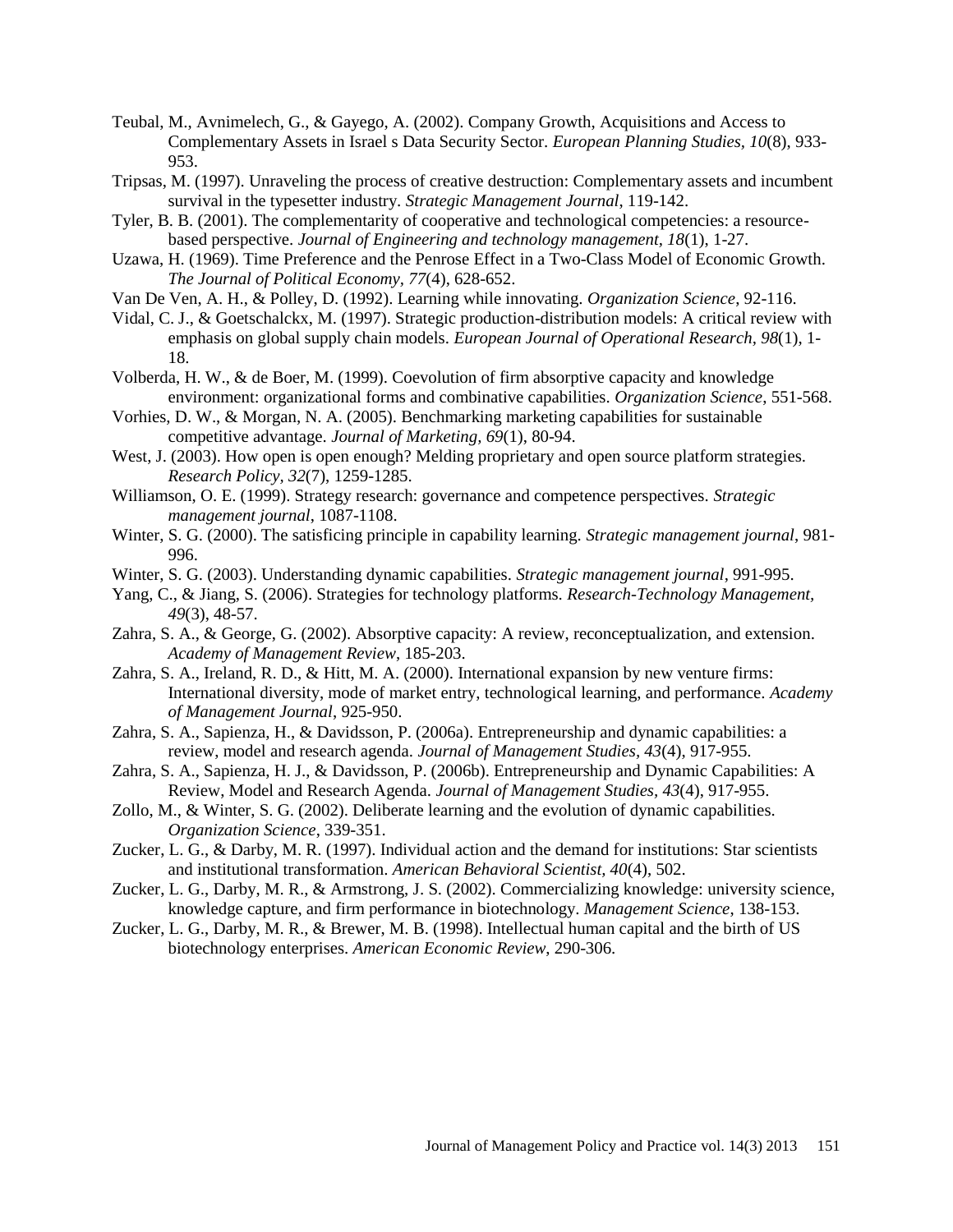Teubal, M., Avnimelech, G., & Gayego, A. (2002). Company Growth, Acquisitions and Access to Complementary Assets in Israel s Data Security Sector. *European Planning Studies, 10*(8), 933-953.

Tripsas, M. (1997). Unraveling the process of creative destruction: Complementary assets and incumbent survival in the typesetter industry. *Strategic Management Journal*, 119-142.

Tyler, B. B. (2001). The complementarity of cooperative and technological competencies: a resource-based perspective. *Journal of Engineering and technology management, 18*(1), 1-27.

Uzawa, H. (1969). Time Preference and the Penrose Effect in a Two-Class Model of Economic Growth. *The Journal of Political Economy, 77*(4), 628-652.

Van De Ven, A. H., & Polley, D. (1992). Learning while innovating. *Organization Science*, 92-116.

Vidal, C. J., & Goetschalckx, M. (1997). Strategic production-distribution models: A critical review with emphasis on global supply chain models. *European Journal of Operational Research, 98*(1), 1-18.

Volberda, H. W., & de Boer, M. (1999). Coevolution of firm absorptive capacity and knowledge environment: organizational forms and combinative capabilities. *Organization Science*, 551-568.

Vorhies, D. W., & Morgan, N. A. (2005). Benchmarking marketing capabilities for sustainable competitive advantage. *Journal of Marketing, 69*(1), 80-94.

West, J. (2003). How open is open enough? Melding proprietary and open source platform strategies. *Research Policy, 32*(7), 1259-1285.

Williamson, O. E. (1999). Strategy research: governance and competence perspectives. *Strategic management journal*, 1087-1108.

Winter, S. G. (2000). The satisficing principle in capability learning. *Strategic management journal*, 981-996.

Winter, S. G. (2003). Understanding dynamic capabilities. *Strategic management journal*, 991-995.

Yang, C., & Jiang, S. (2006). Strategies for technology platforms. *Research-Technology Management, 49*(3), 48-57.

Zahra, S. A., & George, G. (2002). Absorptive capacity: A review, reconceptualization, and extension. *Academy of Management Review*, 185-203.

Zahra, S. A., Ireland, R. D., & Hitt, M. A. (2000). International expansion by new venture firms: International diversity, mode of market entry, technological learning, and performance. *Academy of Management Journal*, 925-950.

Zahra, S. A., Sapienza, H., & Davidsson, P. (2006a). Entrepreneurship and dynamic capabilities: a review, model and research agenda. *Journal of Management Studies, 43*(4), 917-955.

Zahra, S. A., Sapienza, H. J., & Davidsson, P. (2006b). Entrepreneurship and Dynamic Capabilities: A Review, Model and Research Agenda. *Journal of Management Studies, 43*(4), 917-955.

Zollo, M., & Winter, S. G. (2002). Deliberate learning and the evolution of dynamic capabilities. *Organization Science*, 339-351.

Zucker, L. G., & Darby, M. R. (1997). Individual action and the demand for institutions: Star scientists and institutional transformation. *American Behavioral Scientist, 40*(4), 502.

Zucker, L. G., Darby, M. R., & Armstrong, J. S. (2002). Commercializing knowledge: university science, knowledge capture, and firm performance in biotechnology. *Management Science*, 138-153.

Zucker, L. G., Darby, M. R., & Brewer, M. B. (1998). Intellectual human capital and the birth of US biotechnology enterprises. *American Economic Review*, 290-306.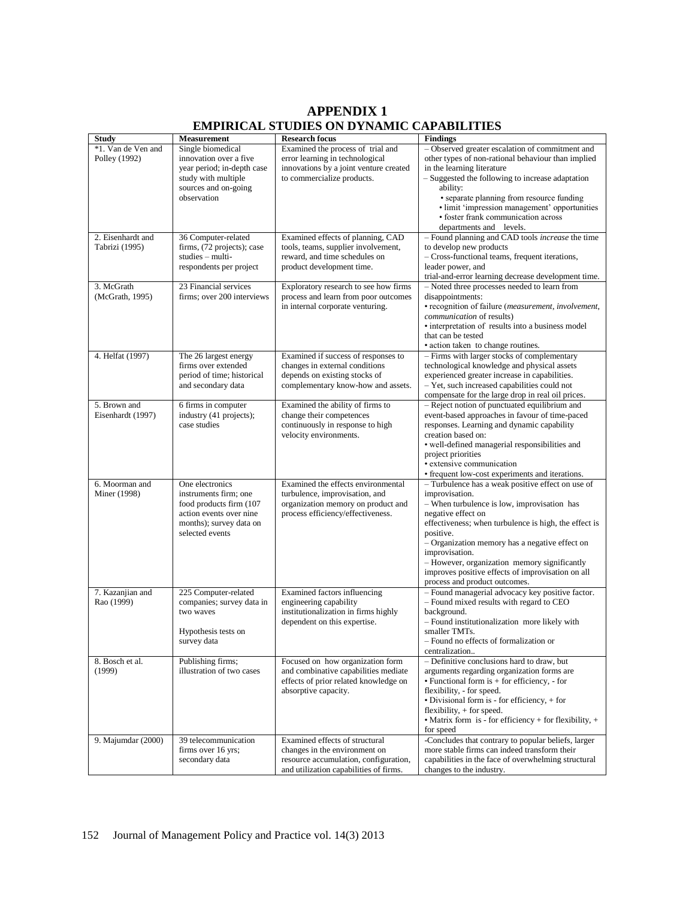# APPENDIX 1
# EMPIRICAL STUDIES ON DYNAMIC CAPABILITIES

| Study | Measurement | Research focus | Findings |
|---|---|---|---|
| *1. Van de Ven and Polley (1992) | Single biomedical innovation over a five year period; in-depth case study with multiple sources and on-going observation | Examined the process of trial and error learning in technological innovations by a joint venture created to commercialize products. | – Observed greater escalation of commitment and other types of non-rational behaviour than implied in the learning literature<br>– Suggested the following to increase adaptation ability:<br>• separate planning from resource funding<br>• limit 'impression management' opportunities<br>• foster frank communication across departments and levels. |
| 2. Eisenhardt and Tabrizi (1995) | 36 Computer-related firms, (72 projects); case studies – multi-respondents per project | Examined effects of planning, CAD tools, teams, supplier involvement, reward, and time schedules on product development time. | – Found planning and CAD tools *increase* the time to develop new products<br>– Cross-functional teams, frequent iterations, leader power, and trial-and-error learning decrease development time. |
| 3. McGrath (McGrath, 1995) | 23 Financial services firms; over 200 interviews | Exploratory research to see how firms process and learn from poor outcomes in internal corporate venturing. | – Noted three processes needed to learn from disappointments:<br>• recognition of failure (*measurement, involvement, communication* of results)<br>• interpretation of results into a business model that can be tested<br>• action taken to change routines. |
| 4. Helfat (1997) | The 26 largest energy firms over extended period of time; historical and secondary data | Examined if success of responses to changes in external conditions depends on existing stocks of complementary know-how and assets. | – Firms with larger stocks of complementary technological knowledge and physical assets experienced greater increase in capabilities.<br>– Yet, such increased capabilities could not compensate for the large drop in real oil prices. |
| 5. Brown and Eisenhardt (1997) | 6 firms in computer industry (41 projects); case studies | Examined the ability of firms to change their competences continuously in response to high velocity environments. | – Reject notion of punctuated equilibrium and event-based approaches in favour of time-paced responses. Learning and dynamic capability creation based on:<br>• well-defined managerial responsibilities and project priorities<br>• extensive communication<br>• frequent low-cost experiments and iterations. |
| 6. Moorman and Miner (1998) | One electronics instruments firm; one food products firm (107 action events over nine months); survey data on selected events | Examined the effects environmental turbulence, improvisation, and organization memory on product and process efficiency/effectiveness. | – Turbulence has a weak positive effect on use of improvisation.<br>– When turbulence is low, improvisation has negative effect on effectiveness; when turbulence is high, the effect is positive.<br>– Organization memory has a negative effect on improvisation.<br>– However, organization memory significantly improves positive effects of improvisation on all process and product outcomes. |
| 7. Kazanjian and Rao (1999) | 225 Computer-related companies; survey data in two waves<br><br>Hypothesis tests on survey data | Examined factors influencing engineering capability institutionalization in firms highly dependent on this expertise. | – Found managerial advocacy key positive factor.<br>– Found mixed results with regard to CEO background.<br>– Found institutionalization more likely with smaller TMTs.<br>– Found no effects of formalization or centralization.. |
| 8. Bosch et al. (1999) | Publishing firms; illustration of two cases | Focused on how organization form and combinative capabilities mediate effects of prior related knowledge on absorptive capacity. | – Definitive conclusions hard to draw, but arguments regarding organization forms are<br>• Functional form is + for efficiency, - for flexibility, - for speed.<br>• Divisional form is - for efficiency, + for flexibility, + for speed.<br>• Matrix form is - for efficiency + for flexibility, + for speed |
| 9. Majumdar (2000) | 39 telecommunication firms over 16 yrs; secondary data | Examined effects of structural changes in the environment on resource accumulation, configuration, and utilization capabilities of firms. | -Concludes that contrary to popular beliefs, larger more stable firms can indeed transform their capabilities in the face of overwhelming structural changes to the industry. |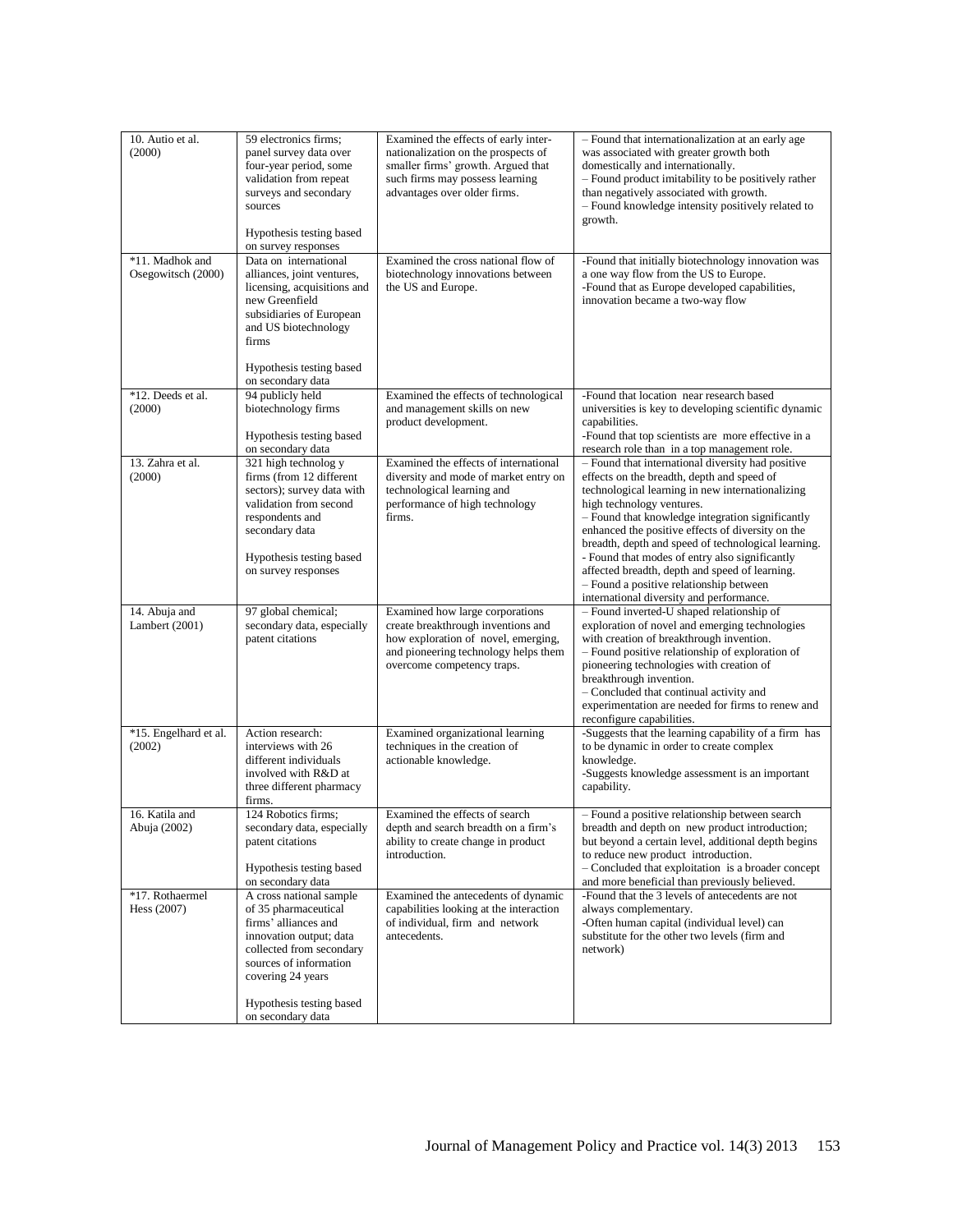| 10. Autio et al. (2000) | 59 electronics firms; panel survey data over four-year period, some validation from repeat surveys and secondary sources<br><br>Hypothesis testing based on survey responses | Examined the effects of early inter-nationalization on the prospects of smaller firms' growth. Argued that such firms may possess learning advantages over older firms. | – Found that internationalization at an early age was associated with greater growth both domestically and internationally.<br>– Found product imitability to be positively rather than negatively associated with growth.<br>– Found knowledge intensity positively related to growth. |
|---|---|---|---|
| *11. Madhok and Osegowitsch (2000) | Data on international alliances, joint ventures, licensing, acquisitions and new Greenfield subsidiaries of European and US biotechnology firms<br><br>Hypothesis testing based on secondary data | Examined the cross national flow of biotechnology innovations between the US and Europe. | -Found that initially biotechnology innovation was a one way flow from the US to Europe.<br>-Found that as Europe developed capabilities, innovation became a two-way flow |
| *12. Deeds et al. (2000) | 94 publicly held biotechnology firms<br><br>Hypothesis testing based on secondary data | Examined the effects of technological and management skills on new product development. | -Found that location near research based universities is key to developing scientific dynamic capabilities.<br>-Found that top scientists are more effective in a research role than in a top management role. |
| 13. Zahra et al. (2000) | 321 high technolog y firms (from 12 different sectors); survey data with validation from second respondents and secondary data<br><br>Hypothesis testing based on survey responses | Examined the effects of international diversity and mode of market entry on technological learning and performance of high technology firms. | – Found that international diversity had positive effects on the breadth, depth and speed of technological learning in new internationalizing high technology ventures.<br>– Found that knowledge integration significantly enhanced the positive effects of diversity on the breadth, depth and speed of technological learning.<br>- Found that modes of entry also significantly affected breadth, depth and speed of learning.<br>– Found a positive relationship between international diversity and performance. |
| 14. Abuja and Lambert (2001) | 97 global chemical; secondary data, especially patent citations | Examined how large corporations create breakthrough inventions and how exploration of novel, emerging, and pioneering technology helps them overcome competency traps. | – Found inverted-U shaped relationship of exploration of novel and emerging technologies with creation of breakthrough invention.<br>– Found positive relationship of exploration of pioneering technologies with creation of breakthrough invention.<br>– Concluded that continual activity and experimentation are needed for firms to renew and reconfigure capabilities. |
| *15. Engelhard et al. (2002) | Action research: interviews with 26 different individuals involved with R&D at three different pharmacy firms. | Examined organizational learning techniques in the creation of actionable knowledge. | -Suggests that the learning capability of a firm has to be dynamic in order to create complex knowledge.<br>-Suggests knowledge assessment is an important capability. |
| 16. Katila and Abuja (2002) | 124 Robotics firms; secondary data, especially patent citations<br><br>Hypothesis testing based on secondary data | Examined the effects of search depth and search breadth on a firm's ability to create change in product introduction. | – Found a positive relationship between search breadth and depth on new product introduction; but beyond a certain level, additional depth begins to reduce new product introduction.<br>– Concluded that exploitation is a broader concept and more beneficial than previously believed. |
| *17. Rothaermel Hess (2007) | A cross national sample of 35 pharmaceutical firms' alliances and innovation output; data collected from secondary sources of information covering 24 years<br><br>Hypothesis testing based on secondary data | Examined the antecedents of dynamic capabilities looking at the interaction of individual, firm and network antecedents. | -Found that the 3 levels of antecedents are not always complementary.<br>-Often human capital (individual level) can substitute for the other two levels (firm and network) |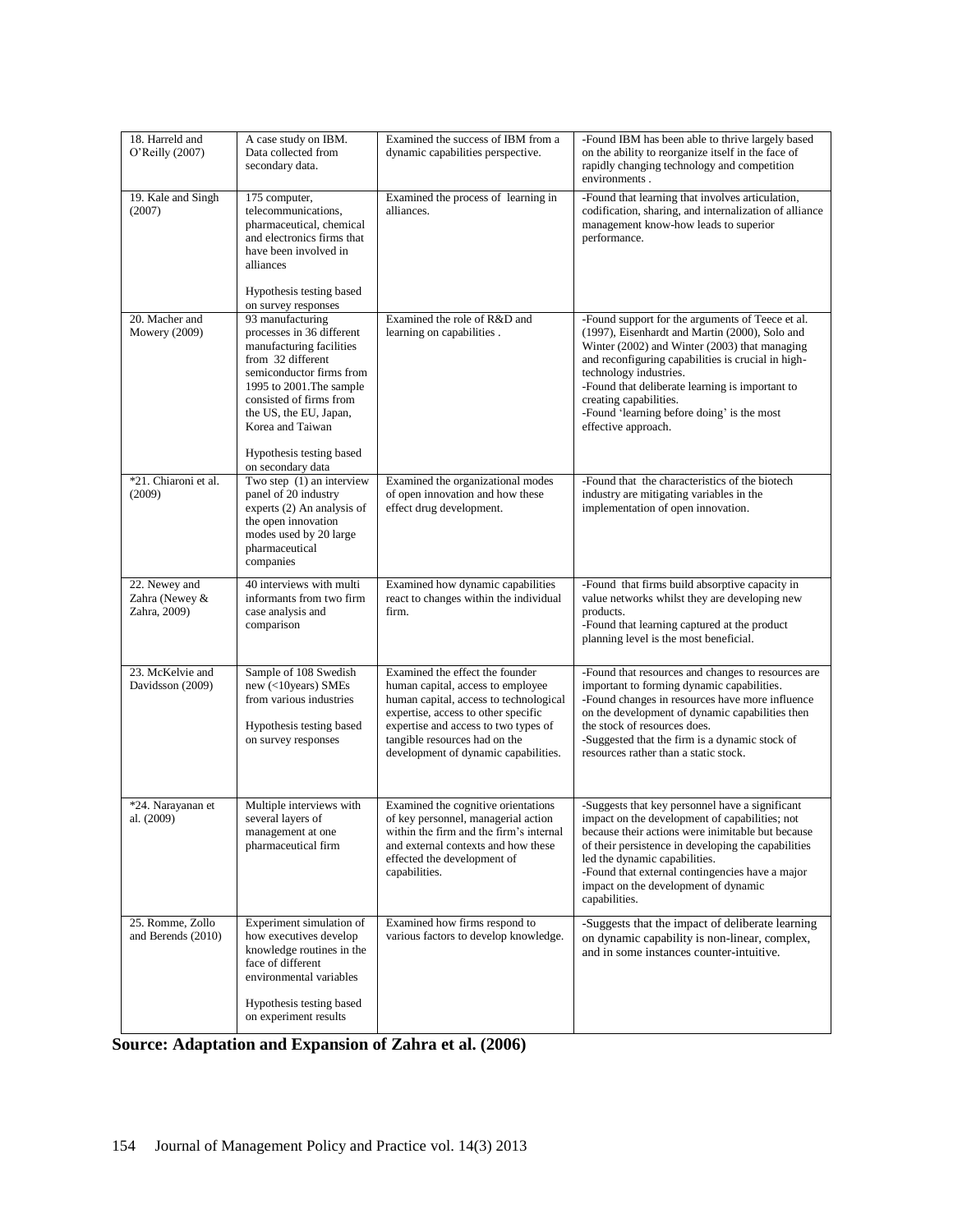| | | | |
|---|---|---|---|
| 18. Harreld and O'Reilly (2007) | A case study on IBM. Data collected from secondary data. | Examined the success of IBM from a dynamic capabilities perspective. | -Found IBM has been able to thrive largely based on the ability to reorganize itself in the face of rapidly changing technology and competition environments . |
| 19. Kale and Singh (2007) | 175 computer, telecommunications, pharmaceutical, chemical and electronics firms that have been involved in alliances<br><br>Hypothesis testing based on survey responses | Examined the process of learning in alliances. | -Found that learning that involves articulation, codification, sharing, and internalization of alliance management know-how leads to superior performance. |
| 20. Macher and Mowery (2009) | 93 manufacturing processes in 36 different manufacturing facilities from 32 different semiconductor firms from 1995 to 2001.The sample consisted of firms from the US, the EU, Japan, Korea and Taiwan<br><br>Hypothesis testing based on secondary data | Examined the role of R&D and learning on capabilities . | -Found support for the arguments of Teece et al. (1997), Eisenhardt and Martin (2000), Solo and Winter (2002) and Winter (2003) that managing and reconfiguring capabilities is crucial in high-technology industries.<br>-Found that deliberate learning is important to creating capabilities.<br>-Found 'learning before doing' is the most effective approach. |
| *21. Chiaroni et al. (2009) | Two step (1) an interview panel of 20 industry experts (2) An analysis of the open innovation modes used by 20 large pharmaceutical companies | Examined the organizational modes of open innovation and how these effect drug development. | -Found that the characteristics of the biotech industry are mitigating variables in the implementation of open innovation. |
| 22. Newey and Zahra (Newey & Zahra, 2009) | 40 interviews with multi informants from two firm case analysis and comparison | Examined how dynamic capabilities react to changes within the individual firm. | -Found that firms build absorptive capacity in value networks whilst they are developing new products.<br>-Found that learning captured at the product planning level is the most beneficial. |
| 23. McKelvie and Davidsson (2009) | Sample of 108 Swedish new (<10years) SMEs from various industries<br><br>Hypothesis testing based on survey responses | Examined the effect the founder human capital, access to employee human capital, access to technological expertise, access to other specific expertise and access to two types of tangible resources had on the development of dynamic capabilities. | -Found that resources and changes to resources are important to forming dynamic capabilities.<br>-Found changes in resources have more influence on the development of dynamic capabilities then the stock of resources does.<br>-Suggested that the firm is a dynamic stock of resources rather than a static stock. |
| *24. Narayanan et al. (2009) | Multiple interviews with several layers of management at one pharmaceutical firm | Examined the cognitive orientations of key personnel, managerial action within the firm and the firm's internal and external contexts and how these effected the development of capabilities. | -Suggests that key personnel have a significant impact on the development of capabilities; not because their actions were inimitable but because of their persistence in developing the capabilities led the dynamic capabilities.<br>-Found that external contingencies have a major impact on the development of dynamic capabilities. |
| 25. Romme, Zollo and Berends (2010) | Experiment simulation of how executives develop knowledge routines in the face of different environmental variables<br><br>Hypothesis testing based on experiment results | Examined how firms respond to various factors to develop knowledge. | -Suggests that the impact of deliberate learning on dynamic capability is non-linear, complex, and in some instances counter-intuitive. |

**Source: Adaptation and Expansion of Zahra et al. (2006)**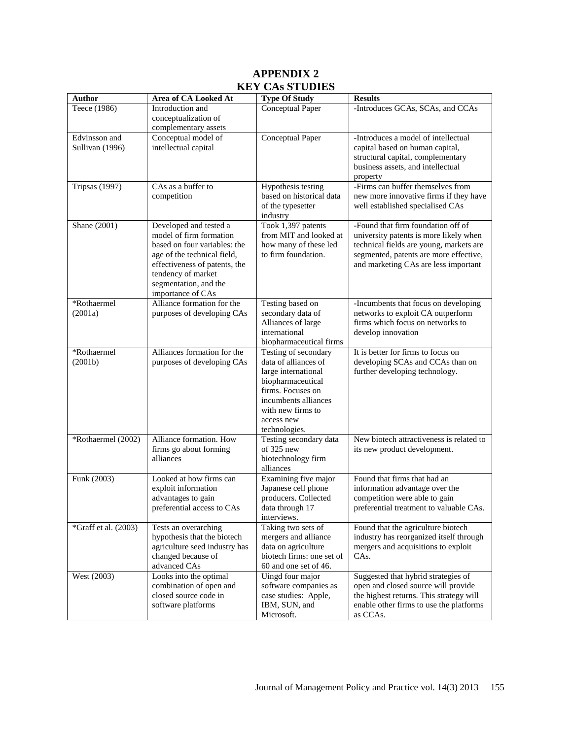# APPENDIX 2
## KEY CAs STUDIES

| Author | Area of CA Looked At | Type Of Study | Results |
|---|---|---|---|
| Teece (1986) | Introduction and conceptualization of complementary assets | Conceptual Paper | -Introduces GCAs, SCAs, and CCAs |
| Edvinsson and Sullivan (1996) | Conceptual model of intellectual capital | Conceptual Paper | -Introduces a model of intellectual capital based on human capital, structural capital, complementary business assets, and intellectual property |
| Tripsas (1997) | CAs as a buffer to competition | Hypothesis testing based on historical data of the typesetter industry | -Firms can buffer themselves from new more innovative firms if they have well established specialised CAs |
| Shane (2001) | Developed and tested a model of firm formation based on four variables: the age of the technical field, effectiveness of patents, the tendency of market segmentation, and the importance of CAs | Took 1,397 patents from MIT and looked at how many of these led to firm foundation. | -Found that firm foundation off of university patents is more likely when technical fields are young, markets are segmented, patents are more effective, and marketing CAs are less important |
| *Rothaermel (2001a) | Alliance formation for the purposes of developing CAs | Testing based on secondary data of Alliances of large international biopharmaceutical firms | -Incumbents that focus on developing networks to exploit CA outperform firms which focus on networks to develop innovation |
| *Rothaermel (2001b) | Alliances formation for the purposes of developing CAs | Testing of secondary data of alliances of large international biopharmaceutical firms. Focuses on incumbents alliances with new firms to access new technologies. | It is better for firms to focus on developing SCAs and CCAs than on further developing technology. |
| *Rothaermel (2002) | Alliance formation. How firms go about forming alliances | Testing secondary data of 325 new biotechnology firm alliances | New biotech attractiveness is related to its new product development. |
| Funk (2003) | Looked at how firms can exploit information advantages to gain preferential access to CAs | Examining five major Japanese cell phone producers. Collected data through 17 interviews. | Found that firms that had an information advantage over the competition were able to gain preferential treatment to valuable CAs. |
| *Graff et al. (2003) | Tests an overarching hypothesis that the biotech agriculture seed industry has changed because of advanced CAs | Taking two sets of mergers and alliance data on agriculture biotech firms: one set of 60 and one set of 46. | Found that the agriculture biotech industry has reorganized itself through mergers and acquisitions to exploit CAs. |
| West (2003) | Looks into the optimal combination of open and closed source code in software platforms | Uingd four major software companies as case studies: Apple, IBM, SUN, and Microsoft. | Suggested that hybrid strategies of open and closed source will provide the highest returns. This strategy will enable other firms to use the platforms as CCAs. |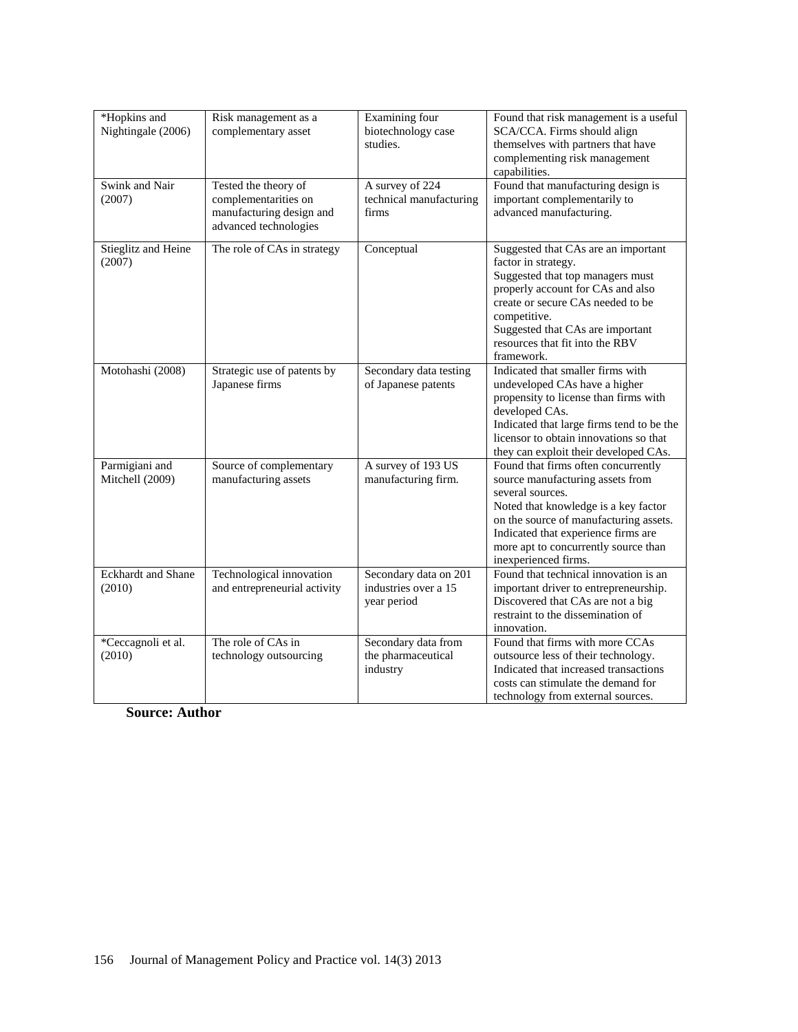| | | | |
|---|---|---|---|
| *Hopkins and Nightingale (2006) | Risk management as a complementary asset | Examining four biotechnology case studies. | Found that risk management is a useful SCA/CCA. Firms should align themselves with partners that have complementing risk management capabilities. |
| Swink and Nair (2007) | Tested the theory of complementarities on manufacturing design and advanced technologies | A survey of 224 technical manufacturing firms | Found that manufacturing design is important complementarily to advanced manufacturing. |
| Stieglitz and Heine (2007) | The role of CAs in strategy | Conceptual | Suggested that CAs are an important factor in strategy.<br>Suggested that top managers must properly account for CAs and also create or secure CAs needed to be competitive.<br>Suggested that CAs are important resources that fit into the RBV framework. |
| Motohashi (2008) | Strategic use of patents by Japanese firms | Secondary data testing of Japanese patents | Indicated that smaller firms with undeveloped CAs have a higher propensity to license than firms with developed CAs.<br>Indicated that large firms tend to be the licensor to obtain innovations so that they can exploit their developed CAs. |
| Parmigiani and Mitchell (2009) | Source of complementary manufacturing assets | A survey of 193 US manufacturing firm. | Found that firms often concurrently source manufacturing assets from several sources.<br>Noted that knowledge is a key factor on the source of manufacturing assets.<br>Indicated that experience firms are more apt to concurrently source than inexperienced firms. |
| Eckhardt and Shane (2010) | Technological innovation and entrepreneurial activity | Secondary data on 201 industries over a 15 year period | Found that technical innovation is an important driver to entrepreneurship.<br>Discovered that CAs are not a big restraint to the dissemination of innovation. |
| *Ceccagnoli et al. (2010) | The role of CAs in technology outsourcing | Secondary data from the pharmaceutical industry | Found that firms with more CCAs outsource less of their technology.<br>Indicated that increased transactions costs can stimulate the demand for technology from external sources. |

**Source: Author**